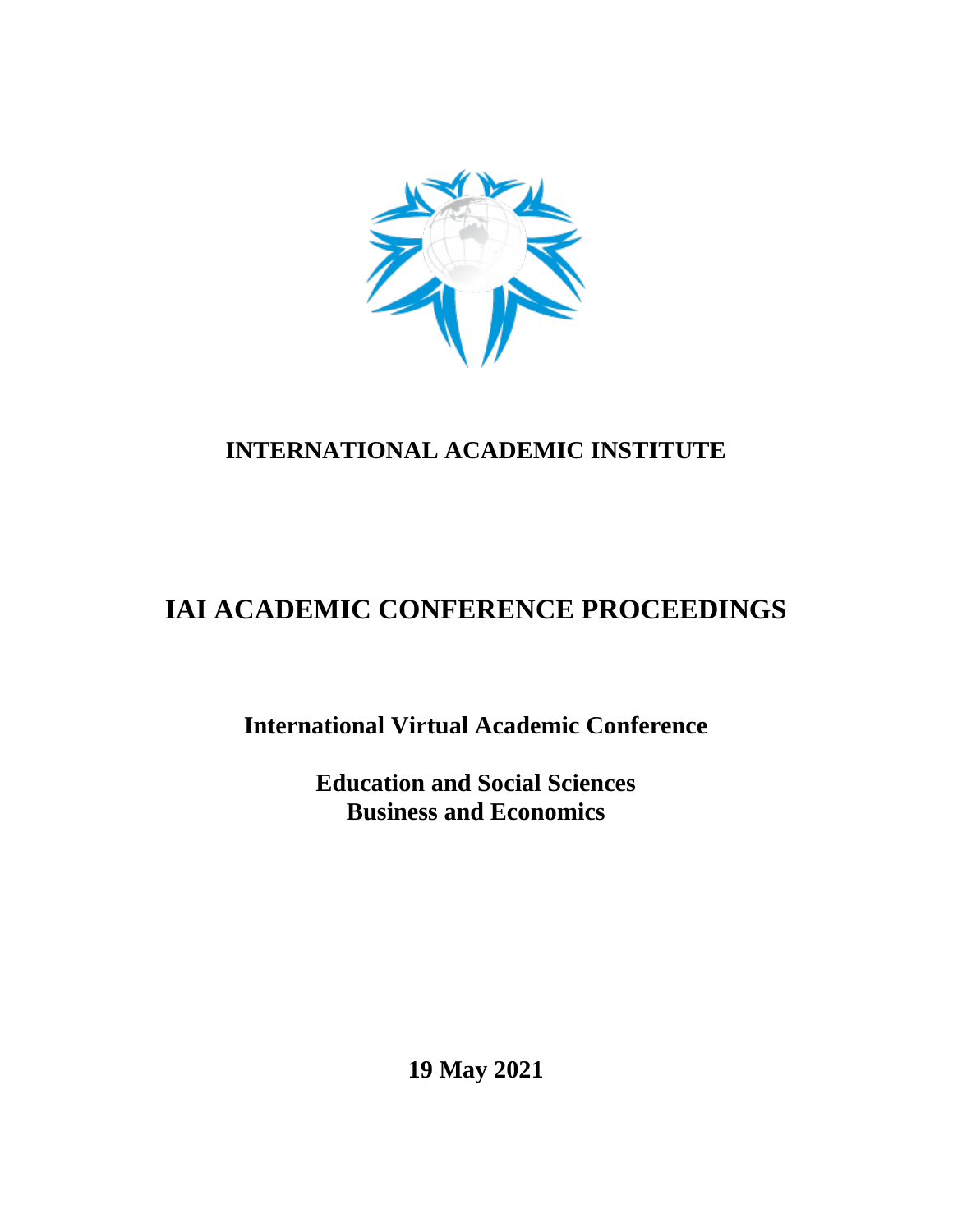# INTERNATIONAL ACADEMIC INSTITUTE

# IAI ACADEMIC CONFERENCE PROCEEDINGS

## International Virtual Academic Conference

**Education and Social Sciences**
**Business and Economics**

**19 May 2021**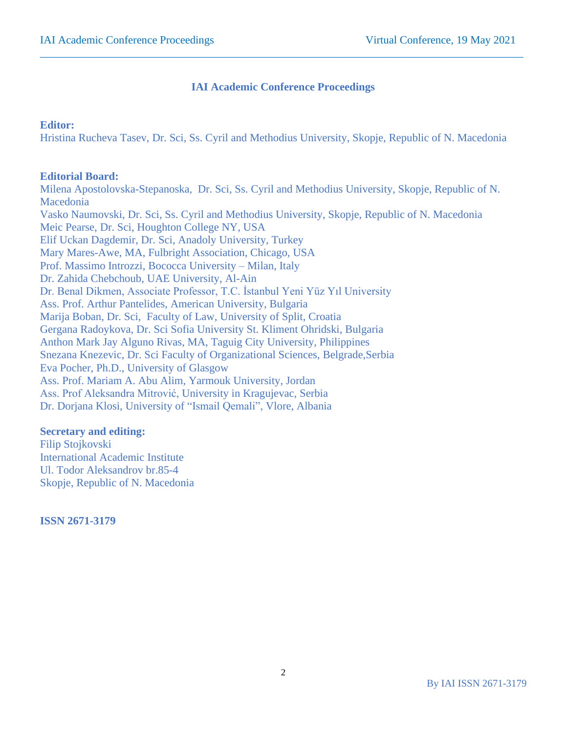# IAI Academic Conference Proceedings

**Editor:**
Hristina Rucheva Tasev, Dr. Sci, Ss. Cyril and Methodius University, Skopje, Republic of N. Macedonia

**Editorial Board:**
Milena Apostolovska-Stepanoska, Dr. Sci, Ss. Cyril and Methodius University, Skopje, Republic of N. Macedonia
Vasko Naumovski, Dr. Sci, Ss. Cyril and Methodius University, Skopje, Republic of N. Macedonia
Meic Pearse, Dr. Sci, Houghton College NY, USA
Elif Uckan Dagdemir, Dr. Sci, Anadoly University, Turkey
Mary Mares-Awe, MA, Fulbright Association, Chicago, USA
Prof. Massimo Introzzi, Bococca University – Milan, Italy
Dr. Zahida Chebchoub, UAE University, Al-Ain
Dr. Benal Dikmen, Associate Professor, T.C. İstanbul Yeni Yüz Yıl University
Ass. Prof. Arthur Pantelides, American University, Bulgaria
Marija Boban, Dr. Sci, Faculty of Law, University of Split, Croatia
Gergana Radoykova, Dr. Sci Sofia University St. Kliment Ohridski, Bulgaria
Anthon Mark Jay Alguno Rivas, MA, Taguig City University, Philippines
Snezana Knezevic, Dr. Sci Faculty of Organizational Sciences, Belgrade,Serbia
Eva Pocher, Ph.D., University of Glasgow
Ass. Prof. Mariam A. Abu Alim, Yarmouk University, Jordan
Ass. Prof Aleksandra Mitrović, University in Kragujevac, Serbia
Dr. Dorjana Klosi, University of "Ismail Qemali", Vlore, Albania

**Secretary and editing:**
Filip Stojkovski
International Academic Institute
Ul. Todor Aleksandrov br.85-4
Skopje, Republic of N. Macedonia

**ISSN 2671-3179**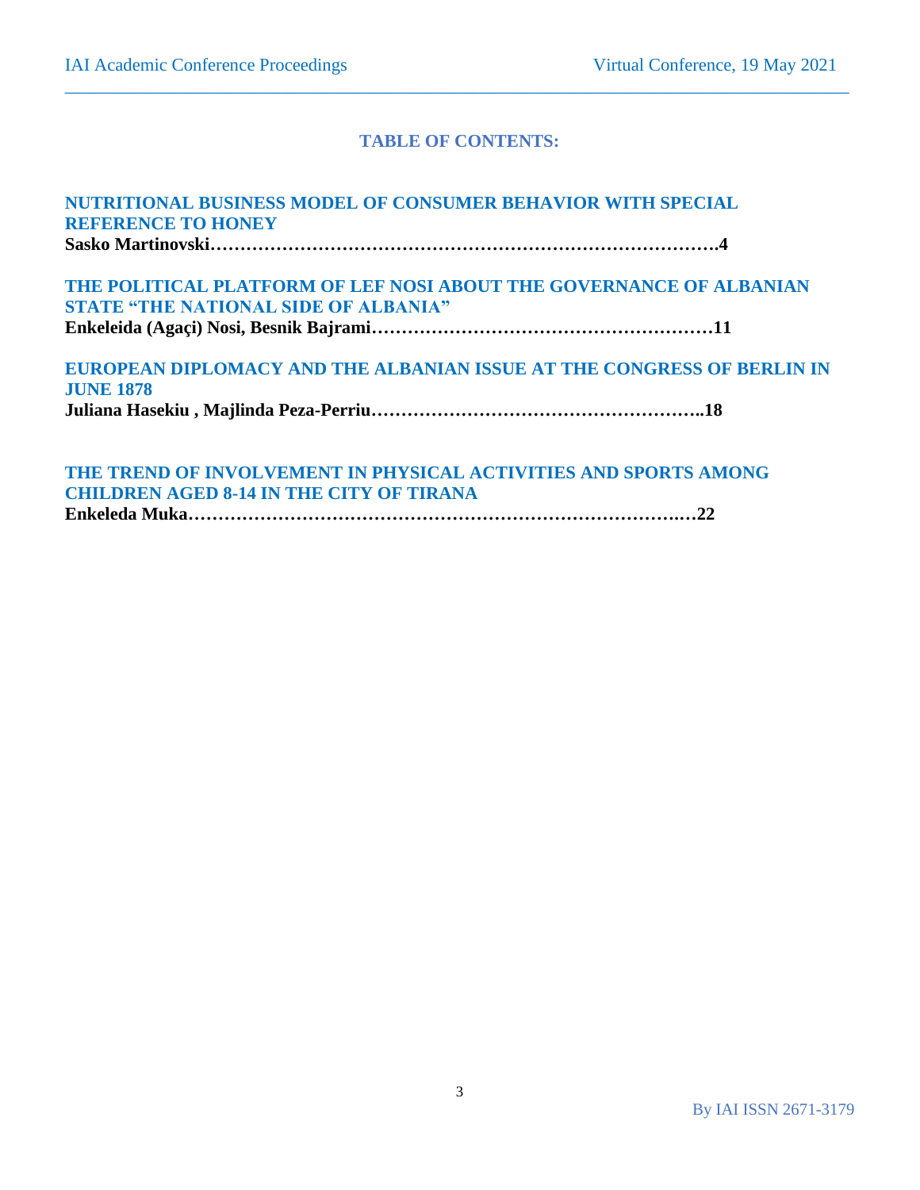## TABLE OF CONTENTS:

**NUTRITIONAL BUSINESS MODEL OF CONSUMER BEHAVIOR WITH SPECIAL REFERENCE TO HONEY**
**Sasko Martinovski……………………………………………………………………….4**

**THE POLITICAL PLATFORM OF LEF NOSI ABOUT THE GOVERNANCE OF ALBANIAN STATE "THE NATIONAL SIDE OF ALBANIA"**
**Enkeleida (Agaçi) Nosi, Besnik Bajrami…………………………………………………11**

**EUROPEAN DIPLOMACY AND THE ALBANIAN ISSUE AT THE CONGRESS OF BERLIN IN JUNE 1878**
**Juliana Hasekiu , Majlinda Peza-Perriu……………………………………………..18**

**THE TREND OF INVOLVEMENT IN PHYSICAL ACTIVITIES AND SPORTS AMONG CHILDREN AGED 8-14 IN THE CITY OF TIRANA**
**Enkeleda Muka……………………………………………………………………..…22**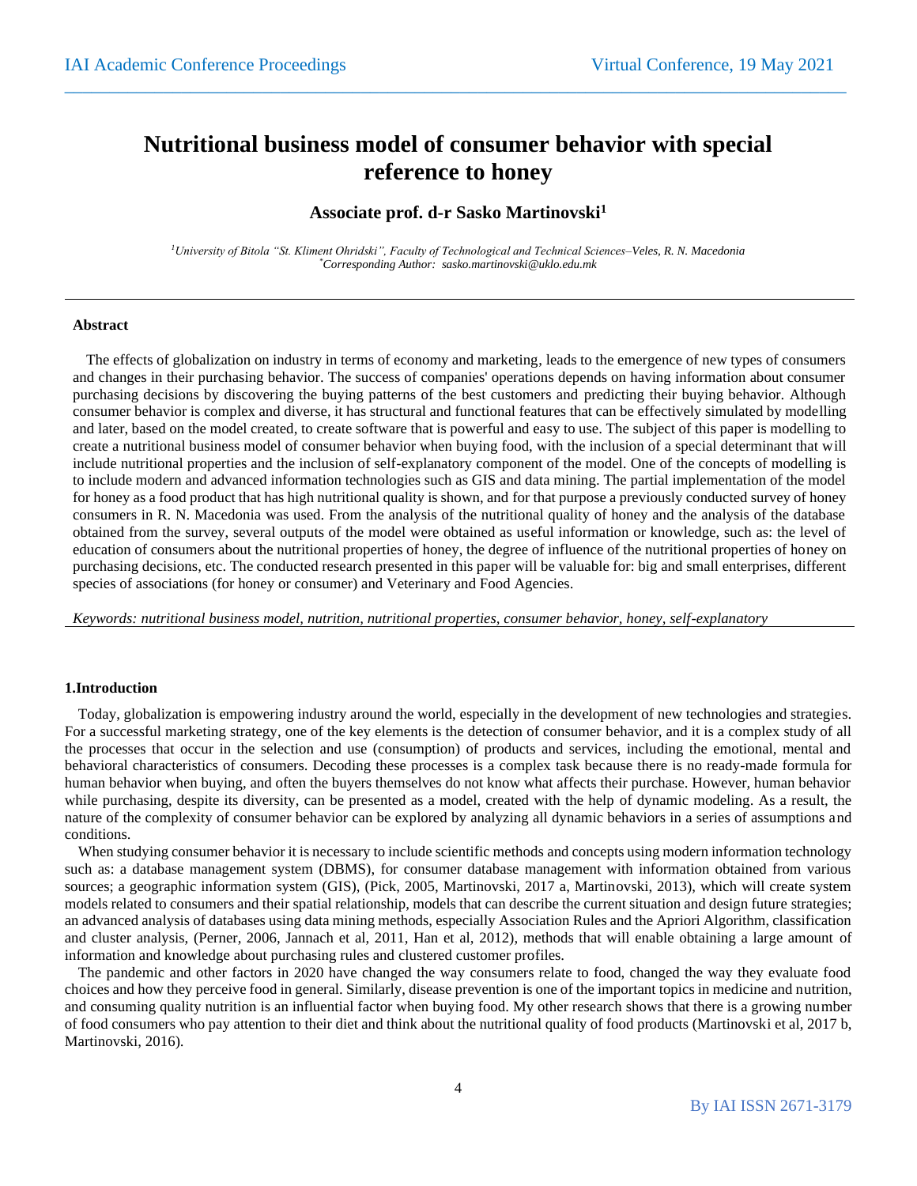# Nutritional business model of consumer behavior with special reference to honey

**Associate prof. d-r Sasko Martinovski[1]**

*[1]University of Bitola "St. Kliment Ohridski", Faculty of Technological and Technical Sciences–Veles, R. N. Macedonia*
*[*]Corresponding Author: sasko.martinovski@uklo.edu.mk*

---

**Abstract**

The effects of globalization on industry in terms of economy and marketing, leads to the emergence of new types of consumers and changes in their purchasing behavior. The success of companies' operations depends on having information about consumer purchasing decisions by discovering the buying patterns of the best customers and predicting their buying behavior. Although consumer behavior is complex and diverse, it has structural and functional features that can be effectively simulated by modelling and later, based on the model created, to create software that is powerful and easy to use. The subject of this paper is modelling to create a nutritional business model of consumer behavior when buying food, with the inclusion of a special determinant that will include nutritional properties and the inclusion of self-explanatory component of the model. One of the concepts of modelling is to include modern and advanced information technologies such as GIS and data mining. The partial implementation of the model for honey as a food product that has high nutritional quality is shown, and for that purpose a previously conducted survey of honey consumers in R. N. Macedonia was used. From the analysis of the nutritional quality of honey and the analysis of the database obtained from the survey, several outputs of the model were obtained as useful information or knowledge, such as: the level of education of consumers about the nutritional properties of honey, the degree of influence of the nutritional properties of honey on purchasing decisions, etc. The conducted research presented in this paper will be valuable for: big and small enterprises, different species of associations (for honey or consumer) and Veterinary and Food Agencies.

*Keywords: nutritional business model, nutrition, nutritional properties, consumer behavior, honey, self-explanatory*

---

## 1.Introduction

Today, globalization is empowering industry around the world, especially in the development of new technologies and strategies. For a successful marketing strategy, one of the key elements is the detection of consumer behavior, and it is a complex study of all the processes that occur in the selection and use (consumption) of products and services, including the emotional, mental and behavioral characteristics of consumers. Decoding these processes is a complex task because there is no ready-made formula for human behavior when buying, and often the buyers themselves do not know what affects their purchase. However, human behavior while purchasing, despite its diversity, can be presented as a model, created with the help of dynamic modeling. As a result, the nature of the complexity of consumer behavior can be explored by analyzing all dynamic behaviors in a series of assumptions and conditions.

When studying consumer behavior it is necessary to include scientific methods and concepts using modern information technology such as: a database management system (DBMS), for consumer database management with information obtained from various sources; a geographic information system (GIS), (Pick, 2005, Martinovski, 2017 a, Martinovski, 2013), which will create system models related to consumers and their spatial relationship, models that can describe the current situation and design future strategies; an advanced analysis of databases using data mining methods, especially Association Rules and the Apriori Algorithm, classification and cluster analysis, (Perner, 2006, Jannach et al, 2011, Han et al, 2012), methods that will enable obtaining a large amount of information and knowledge about purchasing rules and clustered customer profiles.

The pandemic and other factors in 2020 have changed the way consumers relate to food, changed the way they evaluate food choices and how they perceive food in general. Similarly, disease prevention is one of the important topics in medicine and nutrition, and consuming quality nutrition is an influential factor when buying food. My other research shows that there is a growing number of food consumers who pay attention to their diet and think about the nutritional quality of food products (Martinovski et al, 2017 b, Martinovski, 2016).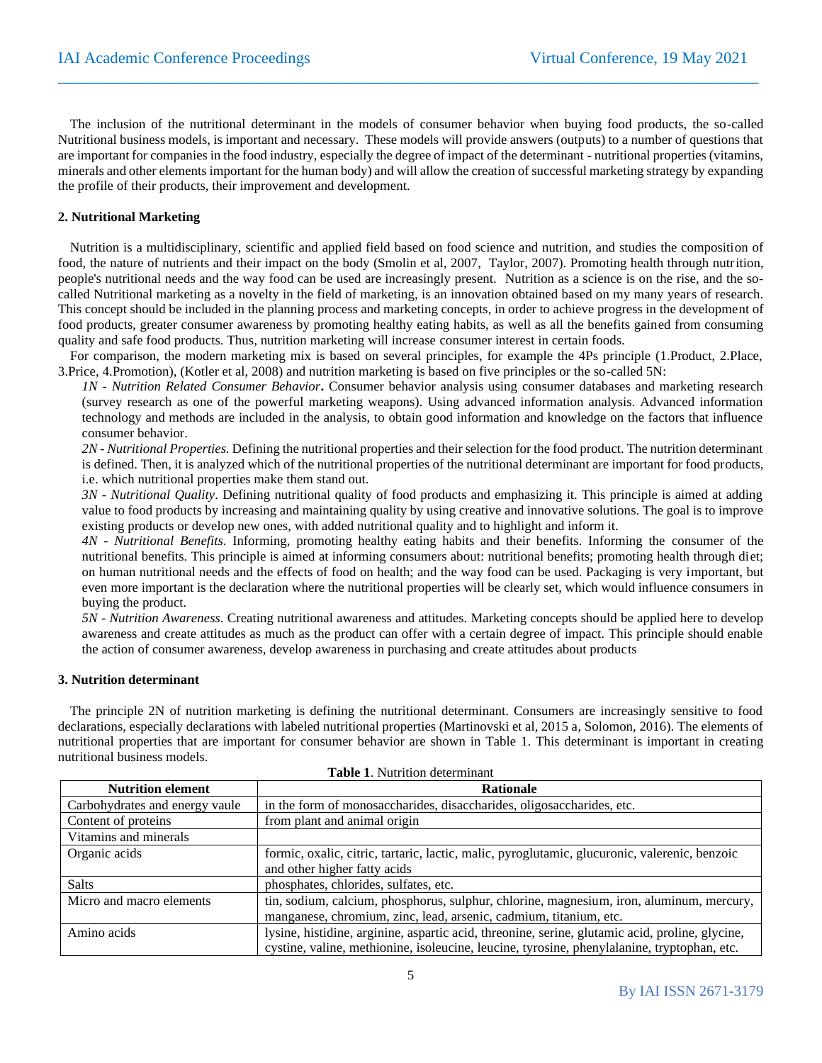The inclusion of the nutritional determinant in the models of consumer behavior when buying food products, the so-called Nutritional business models, is important and necessary. These models will provide answers (outputs) to a number of questions that are important for companies in the food industry, especially the degree of impact of the determinant - nutritional properties (vitamins, minerals and other elements important for the human body) and will allow the creation of successful marketing strategy by expanding the profile of their products, their improvement and development.

## 2. Nutritional Marketing

Nutrition is a multidisciplinary, scientific and applied field based on food science and nutrition, and studies the composition of food, the nature of nutrients and their impact on the body (Smolin et al, 2007, Taylor, 2007). Promoting health through nutrition, people's nutritional needs and the way food can be used are increasingly present. Nutrition as a science is on the rise, and the so-called Nutritional marketing as a novelty in the field of marketing, is an innovation obtained based on my many years of research. This concept should be included in the planning process and marketing concepts, in order to achieve progress in the development of food products, greater consumer awareness by promoting healthy eating habits, as well as all the benefits gained from consuming quality and safe food products. Thus, nutrition marketing will increase consumer interest in certain foods.

For comparison, the modern marketing mix is based on several principles, for example the 4Ps principle (1.Product, 2.Place, 3.Price, 4.Promotion), (Kotler et al, 2008) and nutrition marketing is based on five principles or the so-called 5N:

*1N - Nutrition Related Consumer Behavior***.** Consumer behavior analysis using consumer databases and marketing research (survey research as one of the powerful marketing weapons). Using advanced information analysis. Advanced information technology and methods are included in the analysis, to obtain good information and knowledge on the factors that influence consumer behavior.

*2N - Nutritional Properties.* Defining the nutritional properties and their selection for the food product. The nutrition determinant is defined. Then, it is analyzed which of the nutritional properties of the nutritional determinant are important for food products, i.e. which nutritional properties make them stand out.

*3N - Nutritional Quality*. Defining nutritional quality of food products and emphasizing it. This principle is aimed at adding value to food products by increasing and maintaining quality by using creative and innovative solutions. The goal is to improve existing products or develop new ones, with added nutritional quality and to highlight and inform it.

*4N - Nutritional Benefits.* Informing, promoting healthy eating habits and their benefits. Informing the consumer of the nutritional benefits. This principle is aimed at informing consumers about: nutritional benefits; promoting health through diet; on human nutritional needs and the effects of food on health; and the way food can be used. Packaging is very important, but even more important is the declaration where the nutritional properties will be clearly set, which would influence consumers in buying the product.

*5N - Nutrition Awareness.* Creating nutritional awareness and attitudes. Marketing concepts should be applied here to develop awareness and create attitudes as much as the product can offer with a certain degree of impact. This principle should enable the action of consumer awareness, develop awareness in purchasing and create attitudes about products

## 3. Nutrition determinant

The principle 2N of nutrition marketing is defining the nutritional determinant. Consumers are increasingly sensitive to food declarations, especially declarations with labeled nutritional properties (Martinovski et al, 2015 a, Solomon, 2016). The elements of nutritional properties that are important for consumer behavior are shown in Table 1. This determinant is important in creating nutritional business models.

**Table 1**. Nutrition determinant

| Nutrition element | Rationale |
|---|---|
| Carbohydrates and energy vaule | in the form of monosaccharides, disaccharides, oligosaccharides, etc. |
| Content of proteins | from plant and animal origin |
| Vitamins and minerals | |
| Organic acids | formic, oxalic, citric, tartaric, lactic, malic, pyroglutamic, glucuronic, valerenic, benzoic and other higher fatty acids |
| Salts | phosphates, chlorides, sulfates, etc. |
| Micro and macro elements | tin, sodium, calcium, phosphorus, sulphur, chlorine, magnesium, iron, aluminum, mercury, manganese, chromium, zinc, lead, arsenic, cadmium, titanium, etc. |
| Amino acids | lysine, histidine, arginine, aspartic acid, threonine, serine, glutamic acid, proline, glycine, cystine, valine, methionine, isoleucine, leucine, tyrosine, phenylalanine, tryptophan, etc. |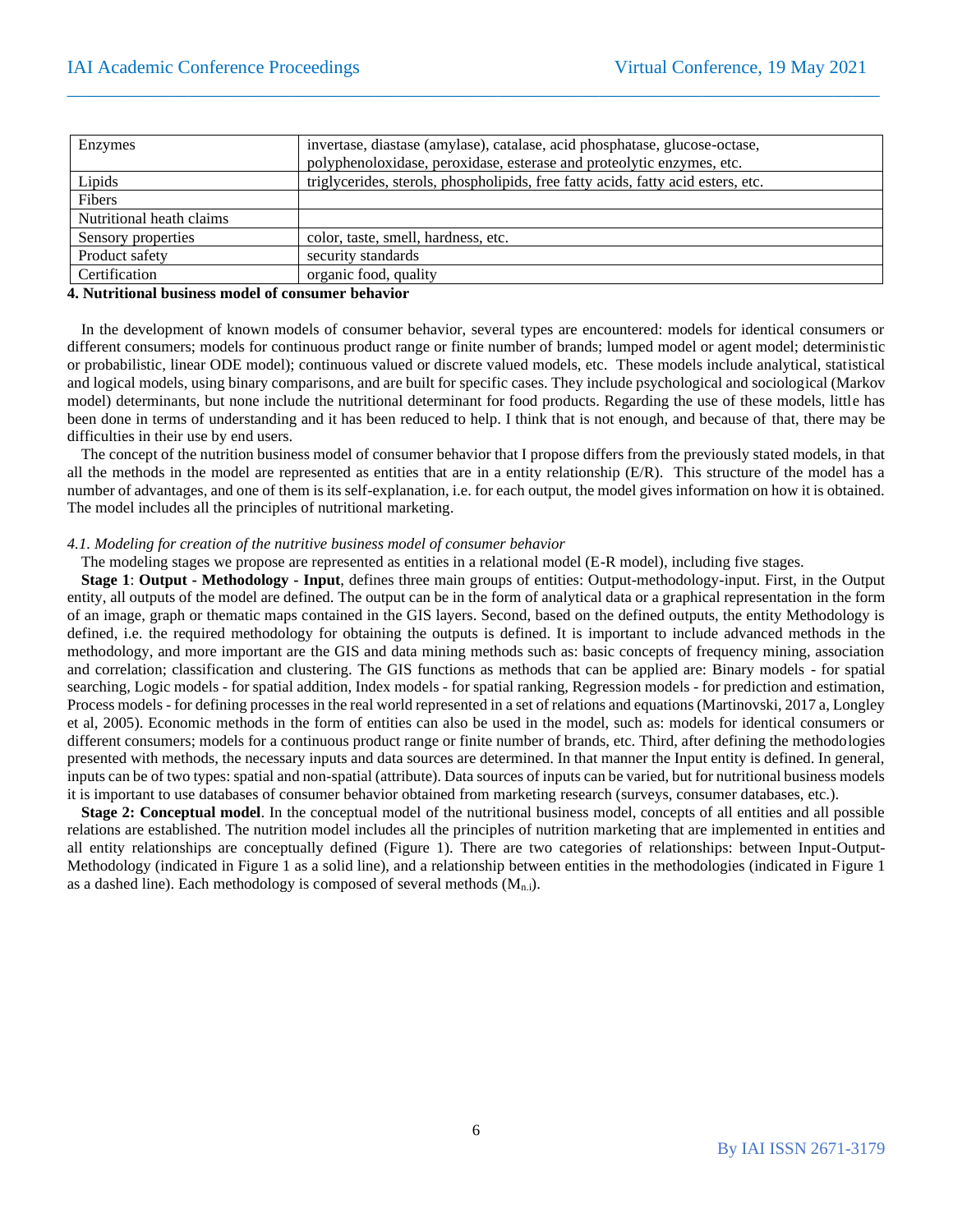| | |
|---|---|
| Enzymes | invertase, diastase (amylase), catalase, acid phosphatase, glucose-octase, polyphenoloxidase, peroxidase, esterase and proteolytic enzymes, etc. |
| Lipids | triglycerides, sterols, phospholipids, free fatty acids, fatty acid esters, etc. |
| Fibers | |
| Nutritional heath claims | |
| Sensory properties | color, taste, smell, hardness, etc. |
| Product safety | security standards |
| Certification | organic food, quality |

## 4. Nutritional business model of consumer behavior

In the development of known models of consumer behavior, several types are encountered: models for identical consumers or different consumers; models for continuous product range or finite number of brands; lumped model or agent model; deterministic or probabilistic, linear ODE model); continuous valued or discrete valued models, etc. These models include analytical, statistical and logical models, using binary comparisons, and are built for specific cases. They include psychological and sociological (Markov model) determinants, but none include the nutritional determinant for food products. Regarding the use of these models, little has been done in terms of understanding and it has been reduced to help. I think that is not enough, and because of that, there may be difficulties in their use by end users.

The concept of the nutrition business model of consumer behavior that I propose differs from the previously stated models, in that all the methods in the model are represented as entities that are in a entity relationship (E/R). This structure of the model has a number of advantages, and one of them is its self-explanation, i.e. for each output, the model gives information on how it is obtained. The model includes all the principles of nutritional marketing.

### *4.1. Modeling for creation of the nutritive business model of consumer behavior*

The modeling stages we propose are represented as entities in a relational model (E-R model), including five stages.

**Stage 1**: **Output - Methodology - Input**, defines three main groups of entities: Output-methodology-input. First, in the Output entity, all outputs of the model are defined. The output can be in the form of analytical data or a graphical representation in the form of an image, graph or thematic maps contained in the GIS layers. Second, based on the defined outputs, the entity Methodology is defined, i.e. the required methodology for obtaining the outputs is defined. It is important to include advanced methods in the methodology, and more important are the GIS and data mining methods such as: basic concepts of frequency mining, association and correlation; classification and clustering. The GIS functions as methods that can be applied are: Binary models - for spatial searching, Logic models - for spatial addition, Index models - for spatial ranking, Regression models - for prediction and estimation, Process models - for defining processes in the real world represented in a set of relations and equations (Martinovski, 2017 a, Longley et al, 2005). Economic methods in the form of entities can also be used in the model, such as: models for identical consumers or different consumers; models for a continuous product range or finite number of brands, etc. Third, after defining the methodologies presented with methods, the necessary inputs and data sources are determined. In that manner the Input entity is defined. In general, inputs can be of two types: spatial and non-spatial (attribute). Data sources of inputs can be varied, but for nutritional business models it is important to use databases of consumer behavior obtained from marketing research (surveys, consumer databases, etc.).

**Stage 2: Conceptual model**. In the conceptual model of the nutritional business model, concepts of all entities and all possible relations are established. The nutrition model includes all the principles of nutrition marketing that are implemented in entities and all entity relationships are conceptually defined (Figure 1). There are two categories of relationships: between Input-Output-Methodology (indicated in Figure 1 as a solid line), and a relationship between entities in the methodologies (indicated in Figure 1 as a dashed line). Each methodology is composed of several methods ($M_{n.i}$).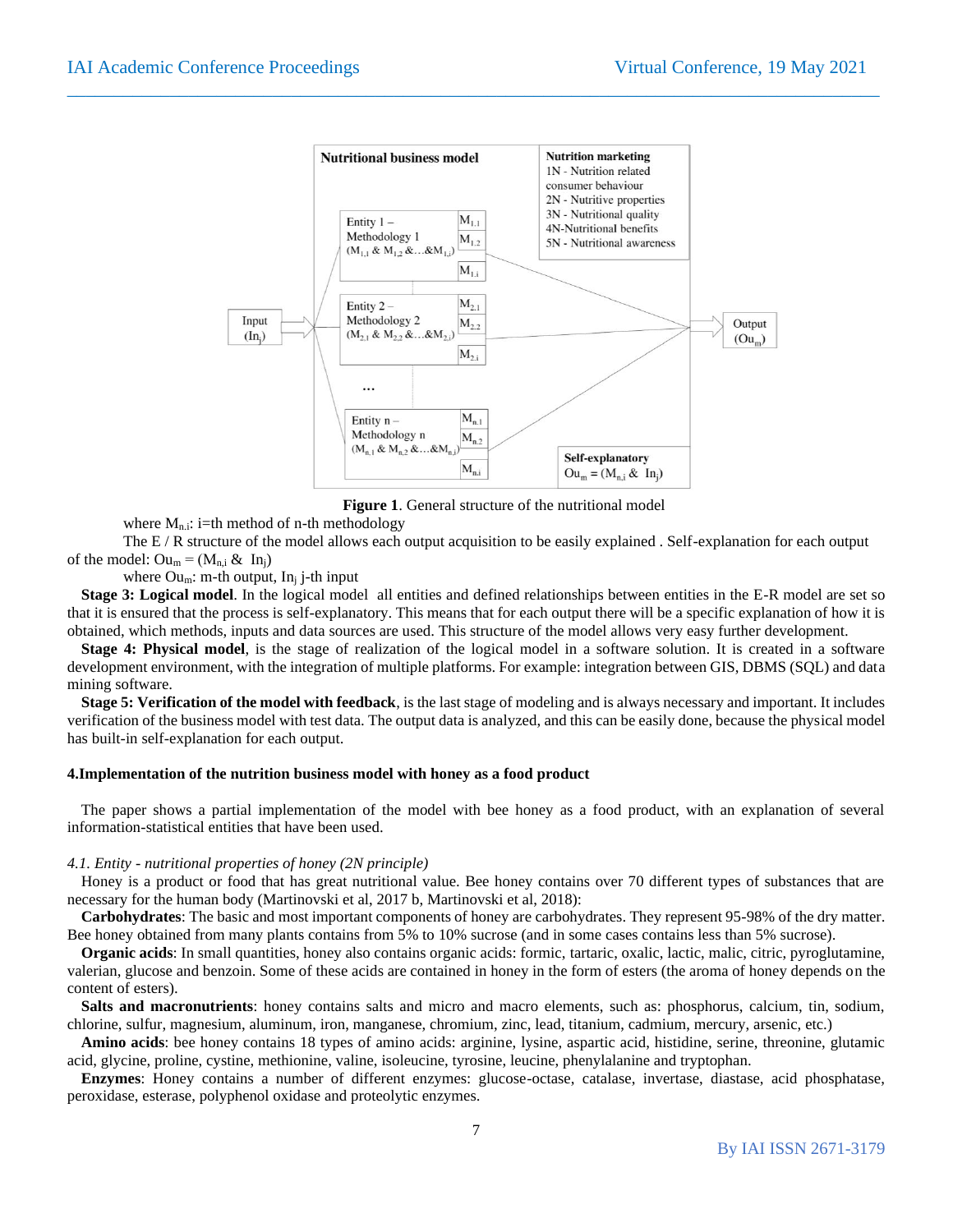Figure 1. General structure of the nutritional model

where $M_{n,i}$: i=th method of n-th methodology

The E / R structure of the model allows each output acquisition to be easily explained . Self-explanation for each output of the model: $Ou_m = (M_{n,i}\ \&\ In_j)$

where $Ou_m$: m-th output, $In_j$ j-th input

**Stage 3: Logical model**. In the logical model all entities and defined relationships between entities in the E-R model are set so that it is ensured that the process is self-explanatory. This means that for each output there will be a specific explanation of how it is obtained, which methods, inputs and data sources are used. This structure of the model allows very easy further development.

**Stage 4: Physical model**, is the stage of realization of the logical model in a software solution. It is created in a software development environment, with the integration of multiple platforms. For example: integration between GIS, DBMS (SQL) and data mining software.

**Stage 5: Verification of the model with feedback**, is the last stage of modeling and is always necessary and important. It includes verification of the business model with test data. The output data is analyzed, and this can be easily done, because the physical model has built-in self-explanation for each output.

## 4.Implementation of the nutrition business model with honey as a food product

The paper shows a partial implementation of the model with bee honey as a food product, with an explanation of several information-statistical entities that have been used.

### *4.1. Entity - nutritional properties of honey (2N principle)*

Honey is a product or food that has great nutritional value. Bee honey contains over 70 different types of substances that are necessary for the human body (Martinovski et al, 2017 b, Martinovski et al, 2018):

**Carbohydrates**: The basic and most important components of honey are carbohydrates. They represent 95-98% of the dry matter. Bee honey obtained from many plants contains from 5% to 10% sucrose (and in some cases contains less than 5% sucrose).

**Organic acids**: In small quantities, honey also contains organic acids: formic, tartaric, oxalic, lactic, malic, citric, pyroglutamine, valerian, glucose and benzoin. Some of these acids are contained in honey in the form of esters (the aroma of honey depends on the content of esters).

**Salts and macronutrients**: honey contains salts and micro and macro elements, such as: phosphorus, calcium, tin, sodium, chlorine, sulfur, magnesium, aluminum, iron, manganese, chromium, zinc, lead, titanium, cadmium, mercury, arsenic, etc.)

**Amino acids**: bee honey contains 18 types of amino acids: arginine, lysine, aspartic acid, histidine, serine, threonine, glutamic acid, glycine, proline, cystine, methionine, valine, isoleucine, tyrosine, leucine, phenylalanine and tryptophan.

**Enzymes**: Honey contains a number of different enzymes: glucose-octase, catalase, invertase, diastase, acid phosphatase, peroxidase, esterase, polyphenol oxidase and proteolytic enzymes.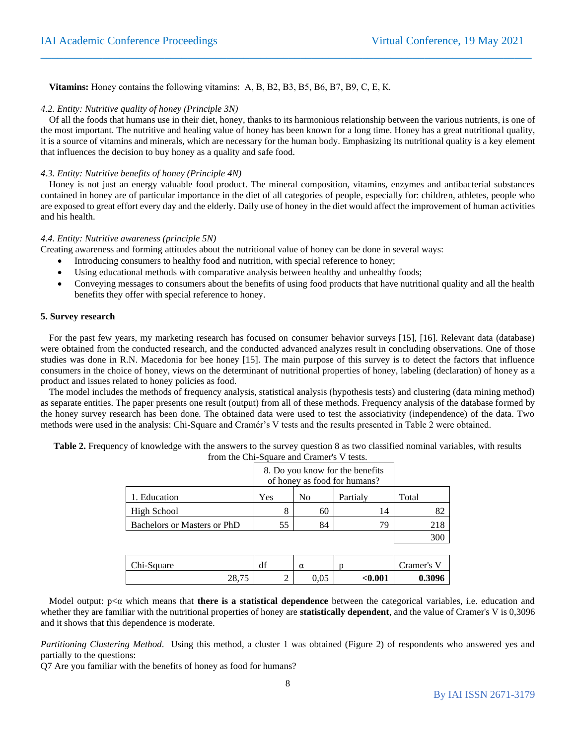**Vitamins:** Honey contains the following vitamins: A, B, B2, B3, B5, B6, B7, B9, C, E, K.

*4.2. Entity: Nutritive quality of honey (Principle 3N)*

Of all the foods that humans use in their diet, honey, thanks to its harmonious relationship between the various nutrients, is one of the most important. The nutritive and healing value of honey has been known for a long time. Honey has a great nutritional quality, it is a source of vitamins and minerals, which are necessary for the human body. Emphasizing its nutritional quality is a key element that influences the decision to buy honey as a quality and safe food.

*4.3. Entity: Nutritive benefits of honey (Principle 4N)*

Honey is not just an energy valuable food product. The mineral composition, vitamins, enzymes and antibacterial substances contained in honey are of particular importance in the diet of all categories of people, especially for: children, athletes, people who are exposed to great effort every day and the elderly. Daily use of honey in the diet would affect the improvement of human activities and his health.

*4.4. Entity: Nutritive awareness (principle 5N)*

Creating awareness and forming attitudes about the nutritional value of honey can be done in several ways:

- Introducing consumers to healthy food and nutrition, with special reference to honey;
- Using educational methods with comparative analysis between healthy and unhealthy foods;
- Conveying messages to consumers about the benefits of using food products that have nutritional quality and all the health benefits they offer with special reference to honey.

## 5. Survey research

For the past few years, my marketing research has focused on consumer behavior surveys [15], [16]. Relevant data (database) were obtained from the conducted research, and the conducted advanced analyzes result in concluding observations. One of those studies was done in R.N. Macedonia for bee honey [15]. The main purpose of this survey is to detect the factors that influence consumers in the choice of honey, views on the determinant of nutritional properties of honey, labeling (declaration) of honey as a product and issues related to honey policies as food.

The model includes the methods of frequency analysis, statistical analysis (hypothesis tests) and clustering (data mining method) as separate entities. The paper presents one result (output) from all of these methods. Frequency analysis of the database formed by the honey survey research has been done. The obtained data were used to test the associativity (independence) of the data. Two methods were used in the analysis: Chi-Square and Cramér's V tests and the results presented in Table 2 were obtained.

**Table 2.** Frequency of knowledge with the answers to the survey question 8 as two classified nominal variables, with results from the Chi-Square and Cramer's V tests.

| | 8. Do you know for the benefits of honey as food for humans? | | | |
|---|---|---|---|---|
| 1. Education | Yes | No | Partialy | Total |
| High School | 8 | 60 | 14 | 82 |
| Bachelors or Masters or PhD | 55 | 84 | 79 | 218 |
| | | | | 300 |

| Chi-Square | df | α | p | Cramer's V |
|---|---|---|---|---|
| 28,75 | 2 | 0,05 | **<0.001** | **0.3096** |

Model output: $p<\alpha$ which means that **there is a statistical dependence** between the categorical variables, i.e. education and whether they are familiar with the nutritional properties of honey are **statistically dependent**, and the value of Cramer's V is 0,3096 and it shows that this dependence is moderate.

*Partitioning Clustering Method.* Using this method, a cluster 1 was obtained (Figure 2) of respondents who answered yes and partially to the questions:

Q7 Are you familiar with the benefits of honey as food for humans?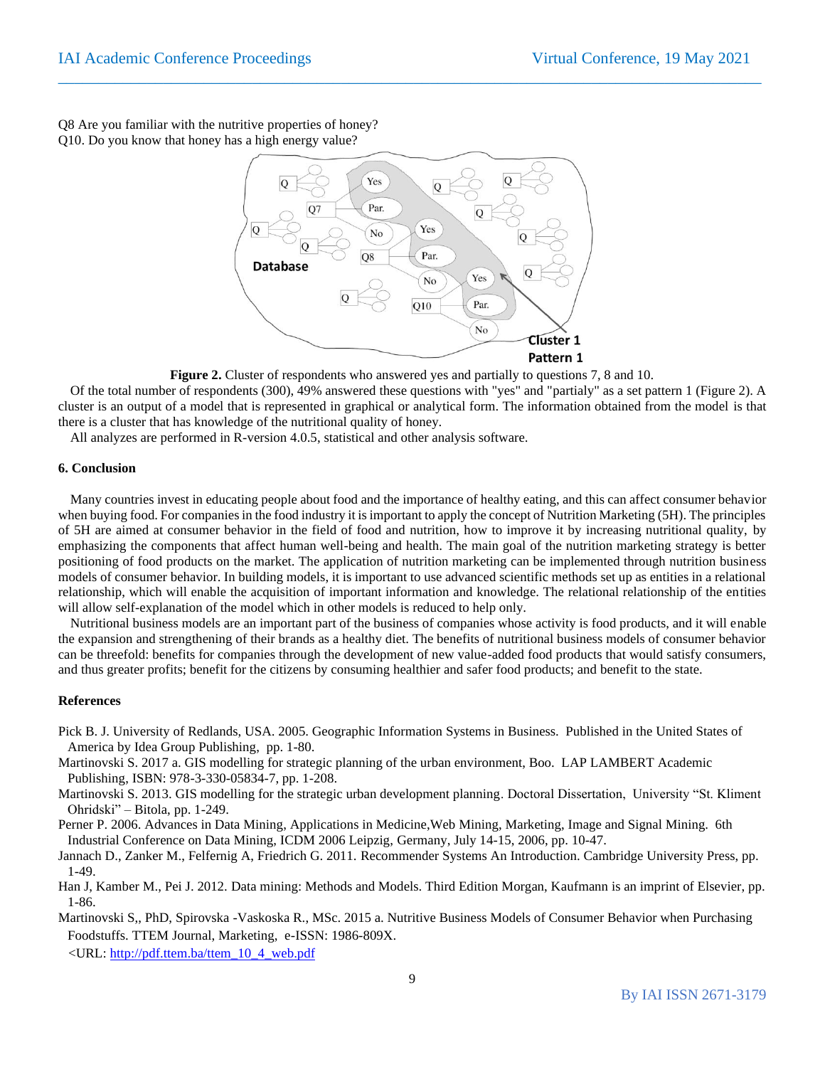Q8 Are you familiar with the nutritive properties of honey?
Q10. Do you know that honey has a high energy value?

**Figure 2.** Cluster of respondents who answered yes and partially to questions 7, 8 and 10.

Of the total number of respondents (300), 49% answered these questions with "yes" and "partialy" as a set pattern 1 (Figure 2). A cluster is an output of a model that is represented in graphical or analytical form. The information obtained from the model is that there is a cluster that has knowledge of the nutritional quality of honey.

All analyzes are performed in R-version 4.0.5, statistical and other analysis software.

## 6. Conclusion

Many countries invest in educating people about food and the importance of healthy eating, and this can affect consumer behavior when buying food. For companies in the food industry it is important to apply the concept of Nutrition Marketing (5H). The principles of 5H are aimed at consumer behavior in the field of food and nutrition, how to improve it by increasing nutritional quality, by emphasizing the components that affect human well-being and health. The main goal of the nutrition marketing strategy is better positioning of food products on the market. The application of nutrition marketing can be implemented through nutrition business models of consumer behavior. In building models, it is important to use advanced scientific methods set up as entities in a relational relationship, which will enable the acquisition of important information and knowledge. The relational relationship of the entities will allow self-explanation of the model which in other models is reduced to help only.

Nutritional business models are an important part of the business of companies whose activity is food products, and it will enable the expansion and strengthening of their brands as a healthy diet. The benefits of nutritional business models of consumer behavior can be threefold: benefits for companies through the development of new value-added food products that would satisfy consumers, and thus greater profits; benefit for the citizens by consuming healthier and safer food products; and benefit to the state.

## References

Pick B. J. University of Redlands, USA. 2005. Geographic Information Systems in Business. Published in the United States of America by Idea Group Publishing, pp. 1-80.

Martinovski S. 2017 a. GIS modelling for strategic planning of the urban environment, Boo. LAP LAMBERT Academic Publishing, ISBN: 978-3-330-05834-7, pp. 1-208.

Martinovski S. 2013. GIS modelling for the strategic urban development planning. Doctoral Dissertation, University "St. Kliment Ohridski" – Bitola, pp. 1-249.

Perner P. 2006. Advances in Data Mining, Applications in Medicine,Web Mining, Marketing, Image and Signal Mining. 6th Industrial Conference on Data Mining, ICDM 2006 Leipzig, Germany, July 14-15, 2006, pp. 10-47.

Jannach D., Zanker M., Felfernig A, Friedrich G. 2011. Recommender Systems An Introduction. Cambridge University Press, pp. 1-49.

Han J, Kamber M., Pei J. 2012. Data mining: Methods and Models. Third Edition Morgan, Kaufmann is an imprint of Elsevier, pp. 1-86.

Martinovski S,, PhD, Spirovska -Vaskoska R., MSc. 2015 a. Nutritive Business Models of Consumer Behavior when Purchasing Foodstuffs. TTEM Journal, Marketing, e-ISSN: 1986-809X.
<URL: http://pdf.ttem.ba/ttem_10_4_web.pdf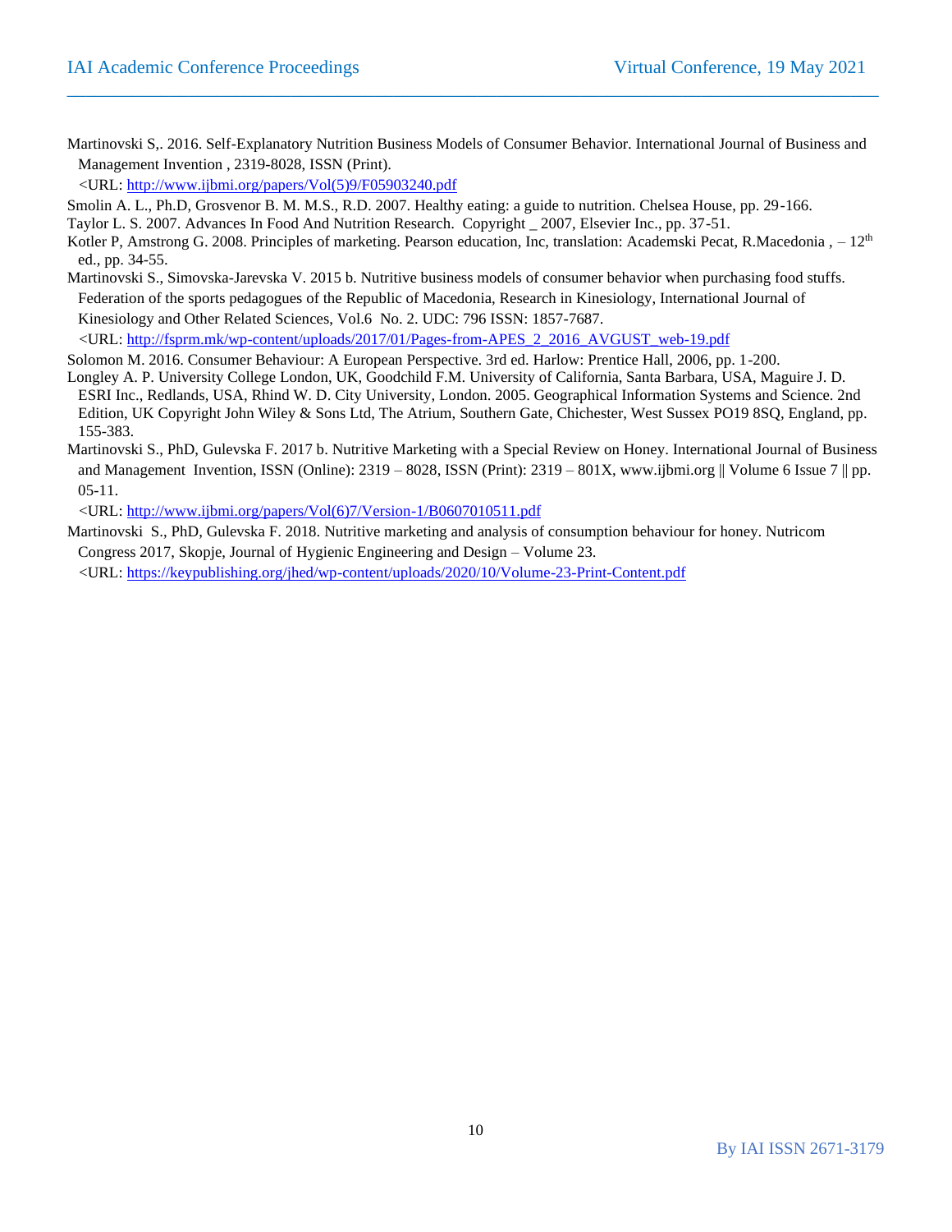Martinovski S,. 2016. Self-Explanatory Nutrition Business Models of Consumer Behavior. International Journal of Business and Management Invention , 2319-8028, ISSN (Print).
<URL: http://www.ijbmi.org/papers/Vol(5)9/F05903240.pdf

Smolin A. L., Ph.D, Grosvenor B. M. M.S., R.D. 2007. Healthy eating: a guide to nutrition. Chelsea House, pp. 29-166.

Taylor L. S. 2007. Advances In Food And Nutrition Research. Copyright _ 2007, Elsevier Inc., pp. 37-51.

Kotler P, Amstrong G. 2008. Principles of marketing. Pearson education, Inc, translation: Academski Pecat, R.Macedonia , – 12th ed., pp. 34-55.

Martinovski S., Simovska-Jarevska V. 2015 b. Nutritive business models of consumer behavior when purchasing food stuffs. Federation of the sports pedagogues of the Republic of Macedonia, Research in Kinesiology, International Journal of Kinesiology and Other Related Sciences, Vol.6 No. 2. UDC: 796 ISSN: 1857-7687.
<URL: http://fsprm.mk/wp-content/uploads/2017/01/Pages-from-APES_2_2016_AVGUST_web-19.pdf

Solomon M. 2016. Consumer Behaviour: A European Perspective. 3rd ed. Harlow: Prentice Hall, 2006, pp. 1-200.

Longley A. P. University College London, UK, Goodchild F.M. University of California, Santa Barbara, USA, Maguire J. D. ESRI Inc., Redlands, USA, Rhind W. D. City University, London. 2005. Geographical Information Systems and Science. 2nd Edition, UK Copyright John Wiley & Sons Ltd, The Atrium, Southern Gate, Chichester, West Sussex PO19 8SQ, England, pp. 155-383.

Martinovski S., PhD, Gulevska F. 2017 b. Nutritive Marketing with a Special Review on Honey. International Journal of Business and Management Invention, ISSN (Online): 2319 – 8028, ISSN (Print): 2319 – 801X, www.ijbmi.org || Volume 6 Issue 7 || pp. 05-11.
<URL: http://www.ijbmi.org/papers/Vol(6)7/Version-1/B0607010511.pdf

Martinovski S., PhD, Gulevska F. 2018. Nutritive marketing and analysis of consumption behaviour for honey. Nutricom Congress 2017, Skopje, Journal of Hygienic Engineering and Design – Volume 23.
<URL: https://keypublishing.org/jhed/wp-content/uploads/2020/10/Volume-23-Print-Content.pdf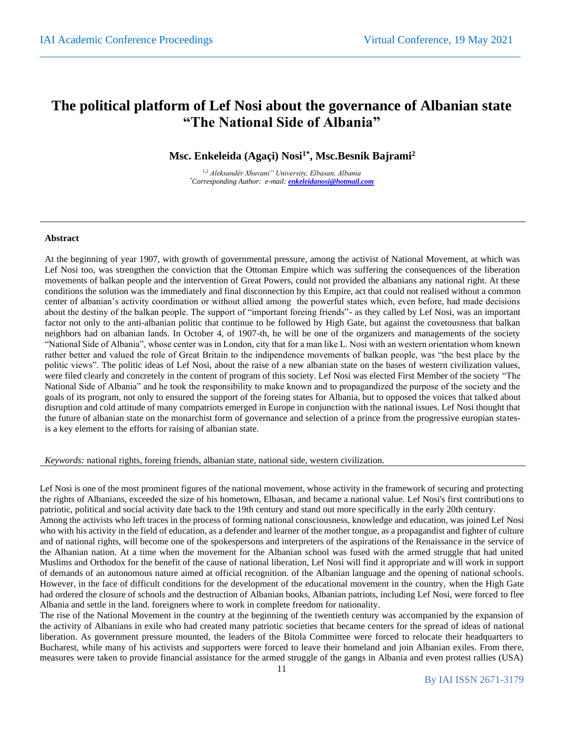# The political platform of Lef Nosi about the governance of Albanian state "The National Side of Albania"

**Msc. Enkeleida (Agaçi) Nosi[1*], Msc.Besnik Bajrami[2]**

*[1,2] Aleksandër Xhuvani" University, Elbasan, Albania*
*[*]Corresponding Author: e-mail: enkeleidanosi@hotmail.com*

---

### Abstract

At the beginning of year 1907, with growth of governmental pressure, among the activist of National Movement, at which was Lef Nosi too, was strengthen the conviction that the Ottoman Empire which was suffering the consequences of the liberation movements of balkan people and the intervention of Great Powers, could not provided the albanians any national right. At these conditions the solution was the immediately and final disconnection by this Empire, act that could not realised without a common center of albanian's activity coordination or without allied among the powerful states which, even before, had made decisions about the destiny of the balkan people. The support of "important foreing friends"- as they called by Lef Nosi, was an important factor not only to the anti-albanian politic that continue to be followed by High Gate, but against the covetousness that balkan neighbors had on albanian lands. In October 4, of 1907-th, he will be one of the organizers and managements of the society "National Side of Albania", whose center was in London, city that for a man like L. Nosi with an western orientation whom known rather better and valued the role of Great Britain to the indipendence movements of balkan people, was "the best place by the politic views". The politic ideas of Lef Nosi, about the raise of a new albanian state on the bases of western civilization values, were filed clearly and concretely in the content of program of this society. Lef Nosi was elected First Member of the society "The National Side of Albania" and he took the responsibility to make known and to propagandized the purpose of the society and the goals of its program, not only to ensured the support of the foreing states for Albania, but to opposed the voices that talked about disruption and cold attitude of many compatriots emerged in Europe in conjunction with the national issues. Lef Nosi thought that the future of albanian state on the monarchist form of governance and selection of a prince from the progressive europian states-is a key element to the efforts for raising of albanian state.

*Keywords:* national rights, foreing friends, albanian state, national side, western civilization.

---

Lef Nosi is one of the most prominent figures of the national movement, whose activity in the framework of securing and protecting the rights of Albanians, exceeded the size of his hometown, Elbasan, and became a national value. Lef Nosi's first contributions to patriotic, political and social activity date back to the 19th century and stand out more specifically in the early 20th century.

Among the activists who left traces in the process of forming national consciousness, knowledge and education, was joined Lef Nosi who with his activity in the field of education, as a defender and learner of the mother tongue, as a propagandist and fighter of culture and of national rights, will become one of the spokespersons and interpreters of the aspirations of the Renaissance in the service of the Albanian nation. At a time when the movement for the Albanian school was fused with the armed struggle that had united Muslims and Orthodox for the benefit of the cause of national liberation, Lef Nosi will find it appropriate and will work in support of demands of an autonomous nature aimed at official recognition. of the Albanian language and the opening of national schools. However, in the face of difficult conditions for the development of the educational movement in the country, when the High Gate had ordered the closure of schools and the destruction of Albanian books, Albanian patriots, including Lef Nosi, were forced to flee Albania and settle in the land. foreigners where to work in complete freedom for nationality.

The rise of the National Movement in the country at the beginning of the twentieth century was accompanied by the expansion of the activity of Albanians in exile who had created many patriotic societies that became centers for the spread of ideas of national liberation. As government pressure mounted, the leaders of the Bitola Committee were forced to relocate their headquarters to Bucharest, while many of his activists and supporters were forced to leave their homeland and join Albanian exiles. From there, measures were taken to provide financial assistance for the armed struggle of the gangs in Albania and even protest rallies (USA)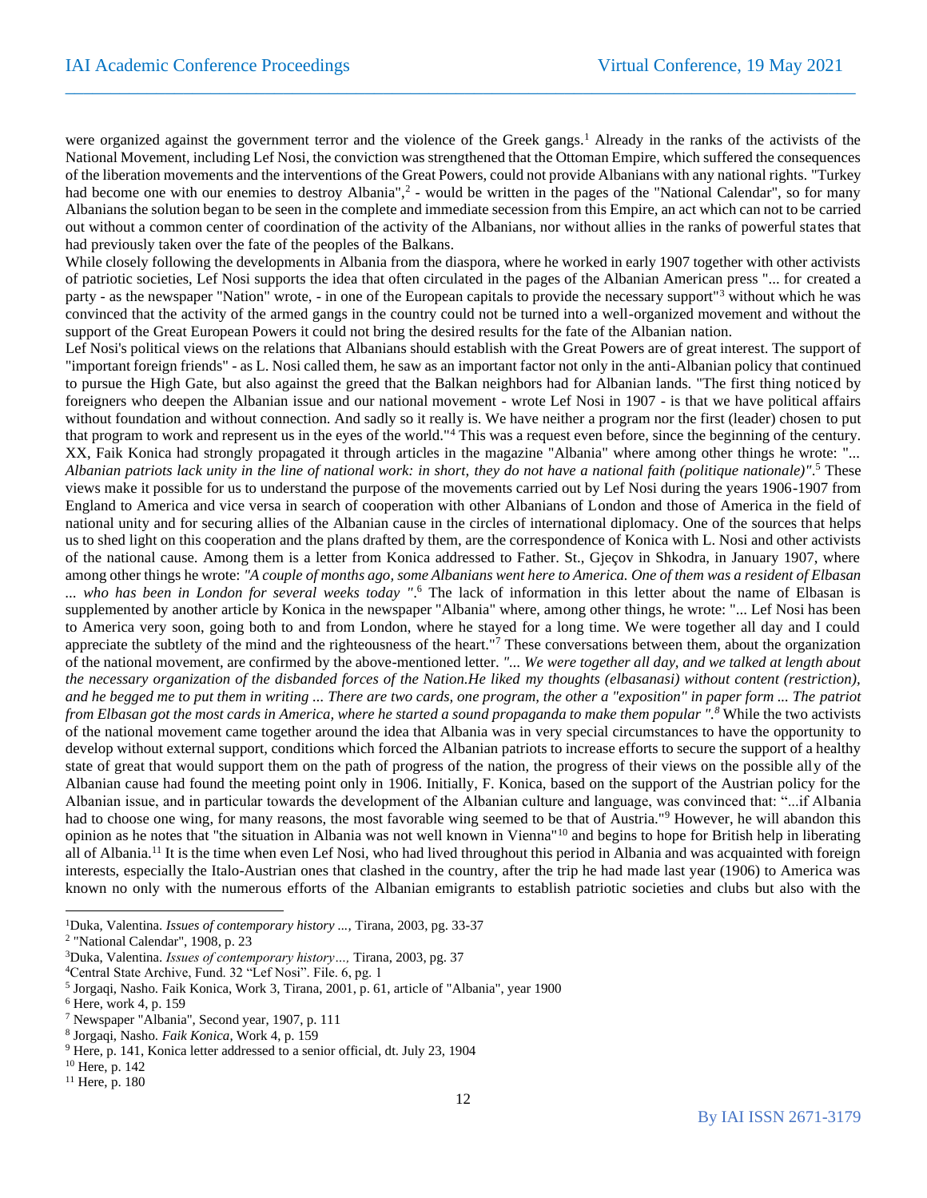were organized against the government terror and the violence of the Greek gangs.[1] Already in the ranks of the activists of the National Movement, including Lef Nosi, the conviction was strengthened that the Ottoman Empire, which suffered the consequences of the liberation movements and the interventions of the Great Powers, could not provide Albanians with any national rights. "Turkey had become one with our enemies to destroy Albania",[2] - would be written in the pages of the "National Calendar", so for many Albanians the solution began to be seen in the complete and immediate secession from this Empire, an act which can not to be carried out without a common center of coordination of the activity of the Albanians, nor without allies in the ranks of powerful states that had previously taken over the fate of the peoples of the Balkans.

While closely following the developments in Albania from the diaspora, where he worked in early 1907 together with other activists of patriotic societies, Lef Nosi supports the idea that often circulated in the pages of the Albanian American press "... for created a party - as the newspaper "Nation" wrote, - in one of the European capitals to provide the necessary support"[3] without which he was convinced that the activity of the armed gangs in the country could not be turned into a well-organized movement and without the support of the Great European Powers it could not bring the desired results for the fate of the Albanian nation.

Lef Nosi's political views on the relations that Albanians should establish with the Great Powers are of great interest. The support of "important foreign friends" - as L. Nosi called them, he saw as an important factor not only in the anti-Albanian policy that continued to pursue the High Gate, but also against the greed that the Balkan neighbors had for Albanian lands. "The first thing noticed by foreigners who deepen the Albanian issue and our national movement - wrote Lef Nosi in 1907 - is that we have political affairs without foundation and without connection. And sadly so it really is. We have neither a program nor the first (leader) chosen to put that program to work and represent us in the eyes of the world."[4] This was a request even before, since the beginning of the century. XX, Faik Konica had strongly propagated it through articles in the magazine "Albania" where among other things he wrote: "... *Albanian patriots lack unity in the line of national work: in short, they do not have a national faith (politique nationale)"*.[5] These views make it possible for us to understand the purpose of the movements carried out by Lef Nosi during the years 1906-1907 from England to America and vice versa in search of cooperation with other Albanians of London and those of America in the field of national unity and for securing allies of the Albanian cause in the circles of international diplomacy. One of the sources that helps us to shed light on this cooperation and the plans drafted by them, are the correspondence of Konica with L. Nosi and other activists of the national cause. Among them is a letter from Konica addressed to Father. St., Gjeçov in Shkodra, in January 1907, where among other things he wrote: *"A couple of months ago, some Albanians went here to America. One of them was a resident of Elbasan ... who has been in London for several weeks today "*.[6] The lack of information in this letter about the name of Elbasan is supplemented by another article by Konica in the newspaper "Albania" where, among other things, he wrote: "... Lef Nosi has been to America very soon, going both to and from London, where he stayed for a long time. We were together all day and I could appreciate the subtlety of the mind and the righteousness of the heart."[7] These conversations between them, about the organization of the national movement, are confirmed by the above-mentioned letter. *"... We were together all day, and we talked at length about the necessary organization of the disbanded forces of the Nation.He liked my thoughts (elbasanasi) without content (restriction), and he begged me to put them in writing ... There are two cards, one program, the other a "exposition" in paper form ... The patriot from Elbasan got the most cards in America, where he started a sound propaganda to make them popular ".*[8] While the two activists of the national movement came together around the idea that Albania was in very special circumstances to have the opportunity to develop without external support, conditions which forced the Albanian patriots to increase efforts to secure the support of a healthy state of great that would support them on the path of progress of the nation, the progress of their views on the possible ally of the Albanian cause had found the meeting point only in 1906. Initially, F. Konica, based on the support of the Austrian policy for the Albanian issue, and in particular towards the development of the Albanian culture and language, was convinced that: "...if Albania had to choose one wing, for many reasons, the most favorable wing seemed to be that of Austria."[9] However, he will abandon this opinion as he notes that "the situation in Albania was not well known in Vienna"[10] and begins to hope for British help in liberating all of Albania.[11] It is the time when even Lef Nosi, who had lived throughout this period in Albania and was acquainted with foreign interests, especially the Italo-Austrian ones that clashed in the country, after the trip he had made last year (1906) to America was known no only with the numerous efforts of the Albanian emigrants to establish patriotic societies and clubs but also with the

---

[1]Duka, Valentina. *Issues of contemporary history ...,* Tirana, 2003, pg. 33-37

[2] "National Calendar", 1908, p. 23

[3]Duka, Valentina. *Issues of contemporary history…,* Tirana, 2003, pg. 37

[4]Central State Archive, Fund. 32 "Lef Nosi". File. 6, pg. 1

[5] Jorgaqi, Nasho. Faik Konica, Work 3, Tirana, 2001, p. 61, article of "Albania", year 1900

[6] Here, work 4, p. 159

[7] Newspaper "Albania", Second year, 1907, p. 111

[8] Jorgaqi, Nasho. *Faik Konica*, Work 4, p. 159

[9] Here, p. 141, Konica letter addressed to a senior official, dt. July 23, 1904

[10] Here, p. 142

[11] Here, p. 180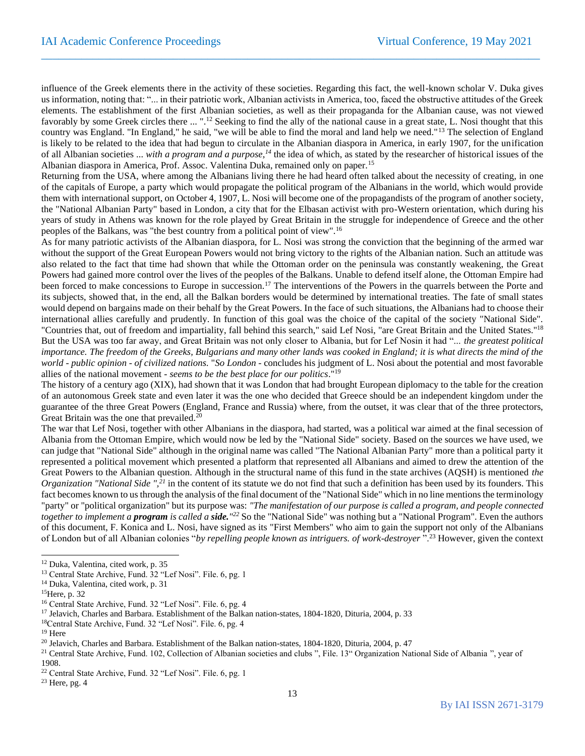influence of the Greek elements there in the activity of these societies. Regarding this fact, the well-known scholar V. Duka gives us information, noting that: "... in their patriotic work, Albanian activists in America, too, faced the obstructive attitudes of the Greek elements. The establishment of the first Albanian societies, as well as their propaganda for the Albanian cause, was not viewed favorably by some Greek circles there ... ".[12] Seeking to find the ally of the national cause in a great state, L. Nosi thought that this country was England. "In England," he said, "we will be able to find the moral and land help we need."[13] The selection of England is likely to be related to the idea that had begun to circulate in the Albanian diaspora in America, in early 1907, for the unification of all Albanian societies ... *with a program and a purpose,*[14] the idea of which, as stated by the researcher of historical issues of the Albanian diaspora in America, Prof. Assoc. Valentina Duka, remained only on paper.[15]

Returning from the USA, where among the Albanians living there he had heard often talked about the necessity of creating, in one of the capitals of Europe, a party which would propagate the political program of the Albanians in the world, which would provide them with international support, on October 4, 1907, L. Nosi will become one of the propagandists of the program of another society, the "National Albanian Party" based in London, a city that for the Elbasan activist with pro-Western orientation, which during his years of study in Athens was known for the role played by Great Britain in the struggle for independence of Greece and the other peoples of the Balkans, was "the best country from a political point of view".[16]

As for many patriotic activists of the Albanian diaspora, for L. Nosi was strong the conviction that the beginning of the armed war without the support of the Great European Powers would not bring victory to the rights of the Albanian nation. Such an attitude was also related to the fact that time had shown that while the Ottoman order on the peninsula was constantly weakening, the Great Powers had gained more control over the lives of the peoples of the Balkans. Unable to defend itself alone, the Ottoman Empire had been forced to make concessions to Europe in succession.[17] The interventions of the Powers in the quarrels between the Porte and its subjects, showed that, in the end, all the Balkan borders would be determined by international treaties. The fate of small states would depend on bargains made on their behalf by the Great Powers. In the face of such situations, the Albanians had to choose their international allies carefully and prudently. In function of this goal was the choice of the capital of the society "National Side". "Countries that, out of freedom and impartiality, fall behind this search," said Lef Nosi, "are Great Britain and the United States."[18] But the USA was too far away, and Great Britain was not only closer to Albania, but for Lef Nosin it had "*... the greatest political importance. The freedom of the Greeks, Bulgarians and many other lands was cooked in England; it is what directs the mind of the world - public opinion - of civilized nations.* "*So London* - concludes his judgment of L. Nosi about the potential and most favorable allies of the national movement - *seems to be the best place for our politics*."[19]

The history of a century ago (XIX), had shown that it was London that had brought European diplomacy to the table for the creation of an autonomous Greek state and even later it was the one who decided that Greece should be an independent kingdom under the guarantee of the three Great Powers (England, France and Russia) where, from the outset, it was clear that of the three protectors, Great Britain was the one that prevailed.[20]

The war that Lef Nosi, together with other Albanians in the diaspora, had started, was a political war aimed at the final secession of Albania from the Ottoman Empire, which would now be led by the "National Side" society. Based on the sources we have used, we can judge that "National Side" although in the original name was called "The National Albanian Party" more than a political party it represented a political movement which presented a platform that represented all Albanians and aimed to drew the attention of the Great Powers to the Albanian question. Although in the structural name of this fund in the state archives (AQSH) is mentioned *the Organization "National Side ",*[21] in the content of its statute we do not find that such a definition has been used by its founders. This fact becomes known to us through the analysis of the final document of the "National Side" which in no line mentions the terminology "party" or "political organization" but its purpose was: *"The manifestation of our purpose is called a program, and people connected together to implement a* ***program*** *is called a* ***side.****"*[22] So the "National Side" was nothing but a "National Program". Even the authors of this document, F. Konica and L. Nosi, have signed as its "First Members" who aim to gain the support not only of the Albanians of London but of all Albanian colonies "*by repelling people known as intriguers. of work-destroyer* ".[23] However, given the context

---

[12] Duka, Valentina, cited work, p. 35

[13] Central State Archive, Fund. 32 "Lef Nosi". File. 6, pg. 1

[14] Duka, Valentina, cited work, p. 31

[15] Here, p. 32

[16] Central State Archive, Fund. 32 "Lef Nosi". File. 6, pg. 4

[17] Jelavich, Charles and Barbara. Establishment of the Balkan nation-states, 1804-1820, Dituria, 2004, p. 33

[18] Central State Archive, Fund. 32 "Lef Nosi". File. 6, pg. 4

[19] Here

[20] Jelavich, Charles and Barbara. Establishment of the Balkan nation-states, 1804-1820, Dituria, 2004, p. 47

[21] Central State Archive, Fund. 102, Collection of Albanian societies and clubs ", File. 13" Organization National Side of Albania ", year of 1908.

[22] Central State Archive, Fund. 32 "Lef Nosi". File. 6, pg. 1

[23] Here, pg. 4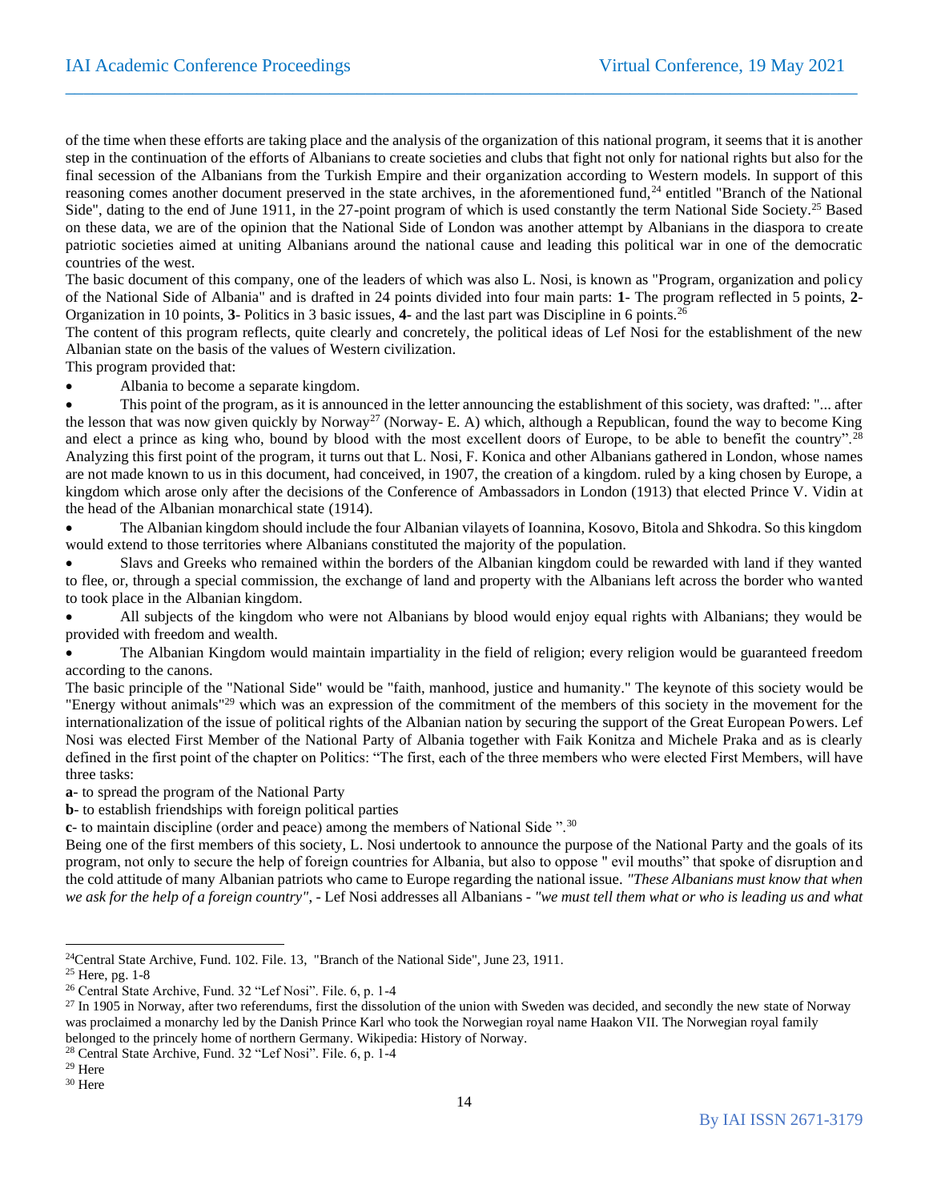of the time when these efforts are taking place and the analysis of the organization of this national program, it seems that it is another step in the continuation of the efforts of Albanians to create societies and clubs that fight not only for national rights but also for the final secession of the Albanians from the Turkish Empire and their organization according to Western models. In support of this reasoning comes another document preserved in the state archives, in the aforementioned fund,[24] entitled "Branch of the National Side", dating to the end of June 1911, in the 27-point program of which is used constantly the term National Side Society.[25] Based on these data, we are of the opinion that the National Side of London was another attempt by Albanians in the diaspora to create patriotic societies aimed at uniting Albanians around the national cause and leading this political war in one of the democratic countries of the west.

The basic document of this company, one of the leaders of which was also L. Nosi, is known as "Program, organization and policy of the National Side of Albania" and is drafted in 24 points divided into four main parts: **1**- The program reflected in 5 points, **2**- Organization in 10 points, **3**- Politics in 3 basic issues, **4**- and the last part was Discipline in 6 points.[26]

The content of this program reflects, quite clearly and concretely, the political ideas of Lef Nosi for the establishment of the new Albanian state on the basis of the values of Western civilization.

This program provided that:

- Albania to become a separate kingdom.
- This point of the program, as it is announced in the letter announcing the establishment of this society, was drafted: "... after the lesson that was now given quickly by Norway[27] (Norway- E. A) which, although a Republican, found the way to become King and elect a prince as king who, bound by blood with the most excellent doors of Europe, to be able to benefit the country".[28]

Analyzing this first point of the program, it turns out that L. Nosi, F. Konica and other Albanians gathered in London, whose names are not made known to us in this document, had conceived, in 1907, the creation of a kingdom. ruled by a king chosen by Europe, a kingdom which arose only after the decisions of the Conference of Ambassadors in London (1913) that elected Prince V. Vidin at the head of the Albanian monarchical state (1914).

- The Albanian kingdom should include the four Albanian vilayets of Ioannina, Kosovo, Bitola and Shkodra. So this kingdom would extend to those territories where Albanians constituted the majority of the population.
- Slavs and Greeks who remained within the borders of the Albanian kingdom could be rewarded with land if they wanted to flee, or, through a special commission, the exchange of land and property with the Albanians left across the border who wanted to took place in the Albanian kingdom.
- All subjects of the kingdom who were not Albanians by blood would enjoy equal rights with Albanians; they would be provided with freedom and wealth.
- The Albanian Kingdom would maintain impartiality in the field of religion; every religion would be guaranteed freedom according to the canons.

The basic principle of the "National Side" would be "faith, manhood, justice and humanity." The keynote of this society would be "Energy without animals"[29] which was an expression of the commitment of the members of this society in the movement for the internationalization of the issue of political rights of the Albanian nation by securing the support of the Great European Powers. Lef Nosi was elected First Member of the National Party of Albania together with Faik Konitza and Michele Praka and as is clearly defined in the first point of the chapter on Politics: "The first, each of the three members who were elected First Members, will have three tasks:

**a**- to spread the program of the National Party

**b**- to establish friendships with foreign political parties

**c**- to maintain discipline (order and peace) among the members of National Side ".[30]

Being one of the first members of this society, L. Nosi undertook to announce the purpose of the National Party and the goals of its program, not only to secure the help of foreign countries for Albania, but also to oppose " evil mouths" that spoke of disruption and the cold attitude of many Albanian patriots who came to Europe regarding the national issue. *"These Albanians must know that when we ask for the help of a foreign country"*, - Lef Nosi addresses all Albanians - *"we must tell them what or who is leading us and what*

---

[24] Central State Archive, Fund. 102. File. 13, "Branch of the National Side", June 23, 1911.

[25] Here, pg. 1-8

[26] Central State Archive, Fund. 32 "Lef Nosi". File. 6, p. 1-4

[27] In 1905 in Norway, after two referendums, first the dissolution of the union with Sweden was decided, and secondly the new state of Norway was proclaimed a monarchy led by the Danish Prince Karl who took the Norwegian royal name Haakon VII. The Norwegian royal family belonged to the princely home of northern Germany. Wikipedia: History of Norway.

[28] Central State Archive, Fund. 32 "Lef Nosi". File. 6, p. 1-4

[29] Here

[30] Here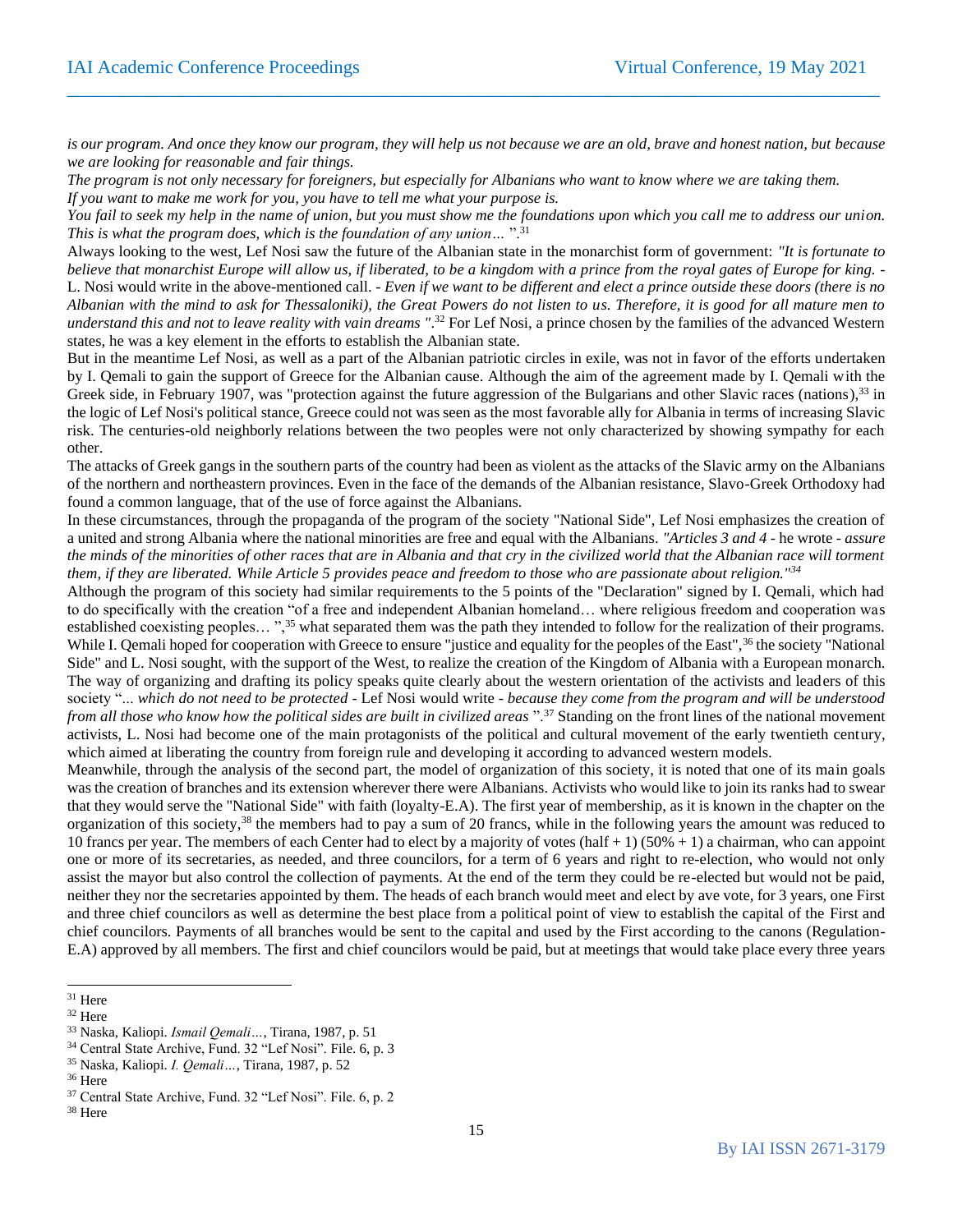*is our program. And once they know our program, they will help us not because we are an old, brave and honest nation, but because we are looking for reasonable and fair things.*

*The program is not only necessary for foreigners, but especially for Albanians who want to know where we are taking them.*

*If you want to make me work for you, you have to tell me what your purpose is.*

*You fail to seek my help in the name of union, but you must show me the foundations upon which you call me to address our union. This is what the program does, which is the foundation of any union…* ".[31]

Always looking to the west, Lef Nosi saw the future of the Albanian state in the monarchist form of government: *"It is fortunate to believe that monarchist Europe will allow us, if liberated, to be a kingdom with a prince from the royal gates of Europe for king. -* L. Nosi would write in the above-mentioned call. *- Even if we want to be different and elect a prince outside these doors (there is no Albanian with the mind to ask for Thessaloniki), the Great Powers do not listen to us. Therefore, it is good for all mature men to understand this and not to leave reality with vain dreams "*.[32] For Lef Nosi, a prince chosen by the families of the advanced Western states, he was a key element in the efforts to establish the Albanian state.

But in the meantime Lef Nosi, as well as a part of the Albanian patriotic circles in exile, was not in favor of the efforts undertaken by I. Qemali to gain the support of Greece for the Albanian cause. Although the aim of the agreement made by I. Qemali with the Greek side, in February 1907, was "protection against the future aggression of the Bulgarians and other Slavic races (nations),[33] in the logic of Lef Nosi's political stance, Greece could not was seen as the most favorable ally for Albania in terms of increasing Slavic risk. The centuries-old neighborly relations between the two peoples were not only characterized by showing sympathy for each other.

The attacks of Greek gangs in the southern parts of the country had been as violent as the attacks of the Slavic army on the Albanians of the northern and northeastern provinces. Even in the face of the demands of the Albanian resistance, Slavo-Greek Orthodoxy had found a common language, that of the use of force against the Albanians.

In these circumstances, through the propaganda of the program of the society "National Side", Lef Nosi emphasizes the creation of a united and strong Albania where the national minorities are free and equal with the Albanians. *"Articles 3 and 4 -* he wrote *- assure the minds of the minorities of other races that are in Albania and that cry in the civilized world that the Albanian race will torment them, if they are liberated. While Article 5 provides peace and freedom to those who are passionate about religion."*[34]

Although the program of this society had similar requirements to the 5 points of the "Declaration" signed by I. Qemali, which had to do specifically with the creation "of a free and independent Albanian homeland… where religious freedom and cooperation was established coexisting peoples… ",[35] what separated them was the path they intended to follow for the realization of their programs. While I. Qemali hoped for cooperation with Greece to ensure "justice and equality for the peoples of the East",[36] the society "National Side" and L. Nosi sought, with the support of the West, to realize the creation of the Kingdom of Albania with a European monarch. The way of organizing and drafting its policy speaks quite clearly about the western orientation of the activists and leaders of this society "*... which do not need to be protected -* Lef Nosi would write *- because they come from the program and will be understood from all those who know how the political sides are built in civilized areas* ".[37] Standing on the front lines of the national movement activists, L. Nosi had become one of the main protagonists of the political and cultural movement of the early twentieth century, which aimed at liberating the country from foreign rule and developing it according to advanced western models.

Meanwhile, through the analysis of the second part, the model of organization of this society, it is noted that one of its main goals was the creation of branches and its extension wherever there were Albanians. Activists who would like to join its ranks had to swear that they would serve the "National Side" with faith (loyalty-E.A). The first year of membership, as it is known in the chapter on the organization of this society,[38] the members had to pay a sum of 20 francs, while in the following years the amount was reduced to 10 francs per year. The members of each Center had to elect by a majority of votes (half + 1) (50% + 1) a chairman, who can appoint one or more of its secretaries, as needed, and three councilors, for a term of 6 years and right to re-election, who would not only assist the mayor but also control the collection of payments. At the end of the term they could be re-elected but would not be paid, neither they nor the secretaries appointed by them. The heads of each branch would meet and elect by ave vote, for 3 years, one First and three chief councilors as well as determine the best place from a political point of view to establish the capital of the First and chief councilors. Payments of all branches would be sent to the capital and used by the First according to the canons (Regulation-E.A) approved by all members. The first and chief councilors would be paid, but at meetings that would take place every three years

---

[31] Here

[32] Here

[33] Naska, Kaliopi. *Ismail Qemali…*, Tirana, 1987, p. 51

[34] Central State Archive, Fund. 32 "Lef Nosi". File. 6, p. 3

[35] Naska, Kaliopi. *I. Qemali…*, Tirana, 1987, p. 52

[36] Here

[37] Central State Archive, Fund. 32 "Lef Nosi". File. 6, p. 2

[38] Here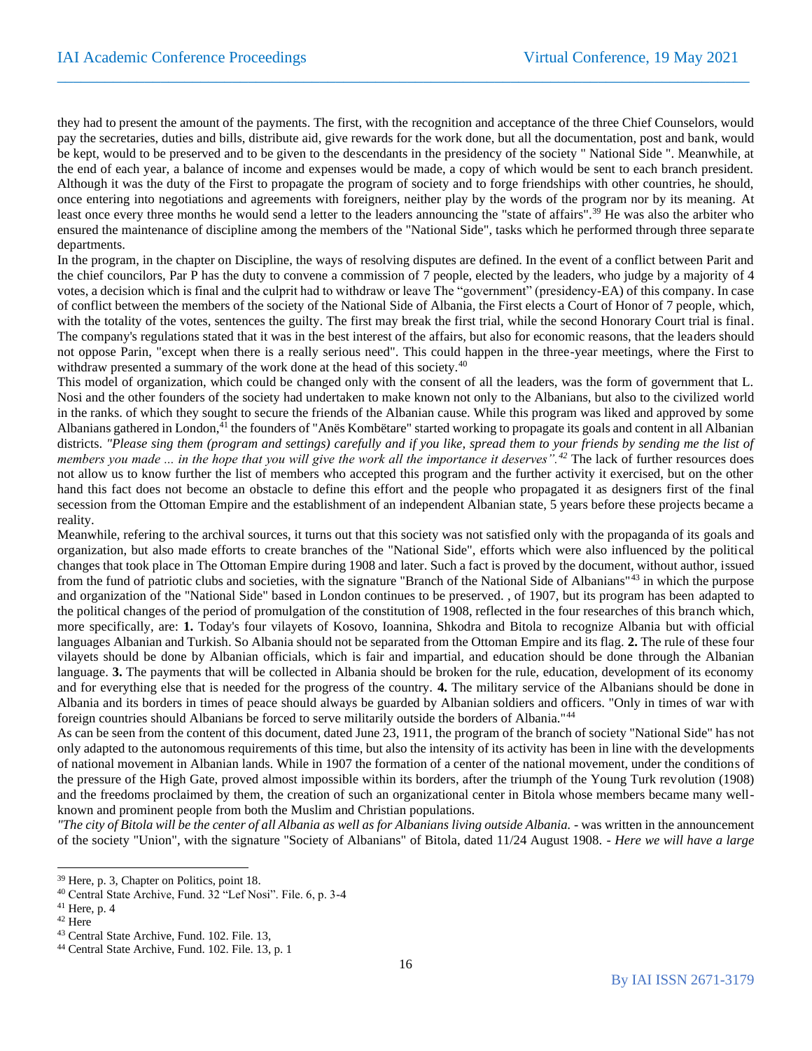they had to present the amount of the payments. The first, with the recognition and acceptance of the three Chief Counselors, would pay the secretaries, duties and bills, distribute aid, give rewards for the work done, but all the documentation, post and bank, would be kept, would to be preserved and to be given to the descendants in the presidency of the society " National Side ". Meanwhile, at the end of each year, a balance of income and expenses would be made, a copy of which would be sent to each branch president. Although it was the duty of the First to propagate the program of society and to forge friendships with other countries, he should, once entering into negotiations and agreements with foreigners, neither play by the words of the program nor by its meaning. At least once every three months he would send a letter to the leaders announcing the "state of affairs".[39] He was also the arbiter who ensured the maintenance of discipline among the members of the "National Side", tasks which he performed through three separate departments.

In the program, in the chapter on Discipline, the ways of resolving disputes are defined. In the event of a conflict between Parit and the chief councilors, Par P has the duty to convene a commission of 7 people, elected by the leaders, who judge by a majority of 4 votes, a decision which is final and the culprit had to withdraw or leave The "government" (presidency-EA) of this company. In case of conflict between the members of the society of the National Side of Albania, the First elects a Court of Honor of 7 people, which, with the totality of the votes, sentences the guilty. The first may break the first trial, while the second Honorary Court trial is final. The company's regulations stated that it was in the best interest of the affairs, but also for economic reasons, that the leaders should not oppose Parin, "except when there is a really serious need". This could happen in the three-year meetings, where the First to withdraw presented a summary of the work done at the head of this society.[40]

This model of organization, which could be changed only with the consent of all the leaders, was the form of government that L. Nosi and the other founders of the society had undertaken to make known not only to the Albanians, but also to the civilized world in the ranks. of which they sought to secure the friends of the Albanian cause. While this program was liked and approved by some Albanians gathered in London,[41] the founders of "Anës Kombëtare" started working to propagate its goals and content in all Albanian districts. *"Please sing them (program and settings) carefully and if you like, spread them to your friends by sending me the list of members you made ... in the hope that you will give the work all the importance it deserves".*[42] The lack of further resources does not allow us to know further the list of members who accepted this program and the further activity it exercised, but on the other hand this fact does not become an obstacle to define this effort and the people who propagated it as designers first of the final secession from the Ottoman Empire and the establishment of an independent Albanian state, 5 years before these projects became a reality.

Meanwhile, refering to the archival sources, it turns out that this society was not satisfied only with the propaganda of its goals and organization, but also made efforts to create branches of the "National Side", efforts which were also influenced by the political changes that took place in The Ottoman Empire during 1908 and later. Such a fact is proved by the document, without author, issued from the fund of patriotic clubs and societies, with the signature "Branch of the National Side of Albanians"[43] in which the purpose and organization of the "National Side" based in London continues to be preserved. , of 1907, but its program has been adapted to the political changes of the period of promulgation of the constitution of 1908, reflected in the four researches of this branch which, more specifically, are: **1.** Today's four vilayets of Kosovo, Ioannina, Shkodra and Bitola to recognize Albania but with official languages Albanian and Turkish. So Albania should not be separated from the Ottoman Empire and its flag. **2.** The rule of these four vilayets should be done by Albanian officials, which is fair and impartial, and education should be done through the Albanian language. **3.** The payments that will be collected in Albania should be broken for the rule, education, development of its economy and for everything else that is needed for the progress of the country. **4.** The military service of the Albanians should be done in Albania and its borders in times of peace should always be guarded by Albanian soldiers and officers. "Only in times of war with foreign countries should Albanians be forced to serve militarily outside the borders of Albania."[44]

As can be seen from the content of this document, dated June 23, 1911, the program of the branch of society "National Side" has not only adapted to the autonomous requirements of this time, but also the intensity of its activity has been in line with the developments of national movement in Albanian lands. While in 1907 the formation of a center of the national movement, under the conditions of the pressure of the High Gate, proved almost impossible within its borders, after the triumph of the Young Turk revolution (1908) and the freedoms proclaimed by them, the creation of such an organizational center in Bitola whose members became many well-known and prominent people from both the Muslim and Christian populations.

*"The city of Bitola will be the center of all Albania as well as for Albanians living outside Albania.* - was written in the announcement of the society "Union", with the signature "Society of Albanians" of Bitola, dated 11/24 August 1908. - *Here we will have a large*

---

[39] Here, p. 3, Chapter on Politics, point 18.

[40] Central State Archive, Fund. 32 "Lef Nosi". File. 6, p. 3-4

[41] Here, p. 4

[42] Here

[43] Central State Archive, Fund. 102. File. 13,

[44] Central State Archive, Fund. 102. File. 13, p. 1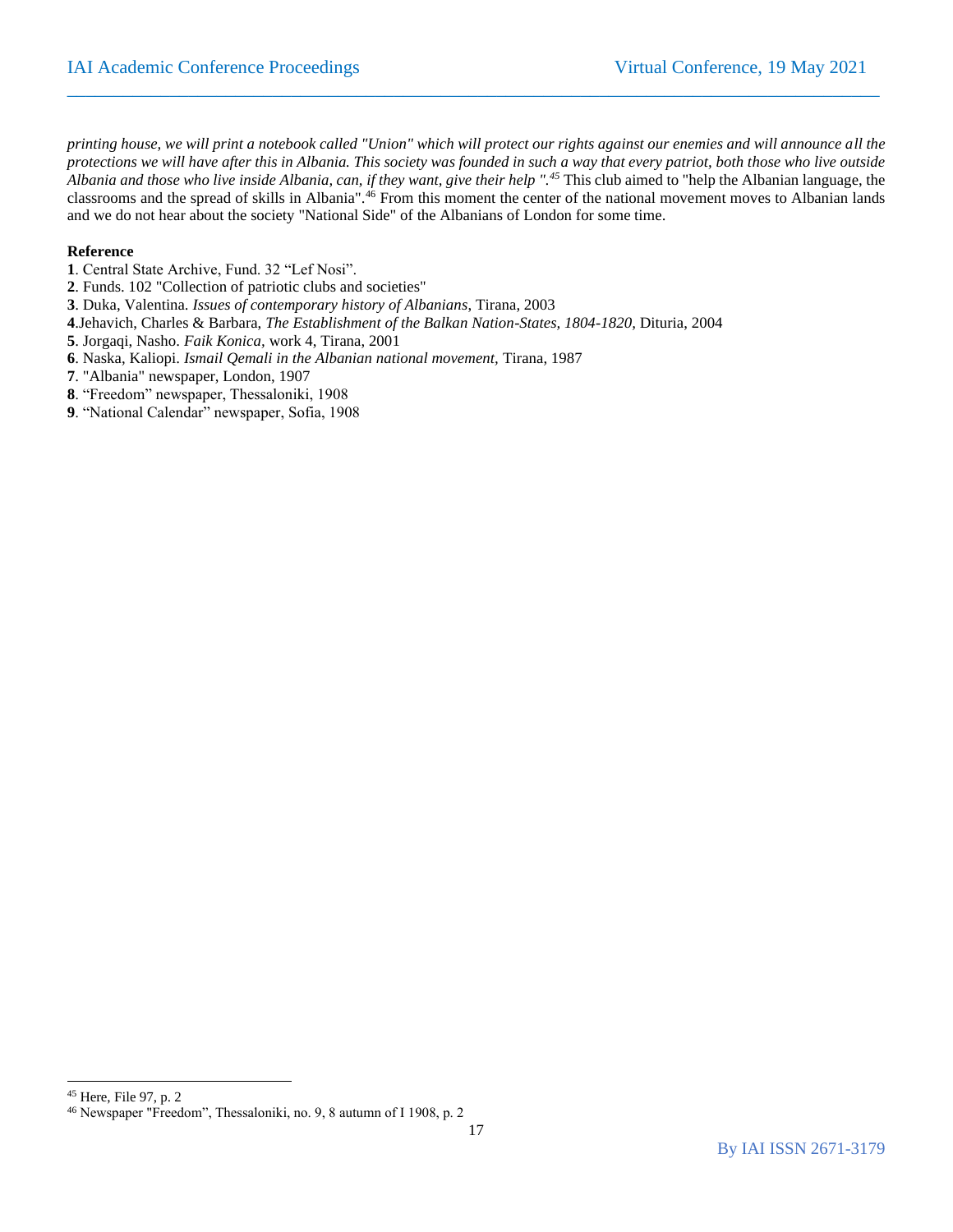*printing house, we will print a notebook called "Union" which will protect our rights against our enemies and will announce all the protections we will have after this in Albania. This society was founded in such a way that every patriot, both those who live outside Albania and those who live inside Albania, can, if they want, give their help ".*[45] This club aimed to "help the Albanian language, the classrooms and the spread of skills in Albania".[46] From this moment the center of the national movement moves to Albanian lands and we do not hear about the society "National Side" of the Albanians of London for some time.

**Reference**

**1**. Central State Archive, Fund. 32 “Lef Nosi”.
**2**. Funds. 102 "Collection of patriotic clubs and societies"
**3**. Duka, Valentina. *Issues of contemporary history of Albanians*, Tirana, 2003
**4**.Jehavich, Charles & Barbara, *The Establishment of the Balkan Nation-States, 1804-1820,* Dituria, 2004
**5**. Jorgaqi, Nasho. *Faik Konica,* work 4, Tirana, 2001
**6**. Naska, Kaliopi. *Ismail Qemali in the Albanian national movement,* Tirana, 1987
**7**. "Albania" newspaper, London, 1907
**8**. “Freedom” newspaper, Thessaloniki, 1908
**9**. “National Calendar” newspaper, Sofia, 1908

---

[45] Here, File 97, p. 2
[46] Newspaper "Freedom”, Thessaloniki, no. 9, 8 autumn of I 1908, p. 2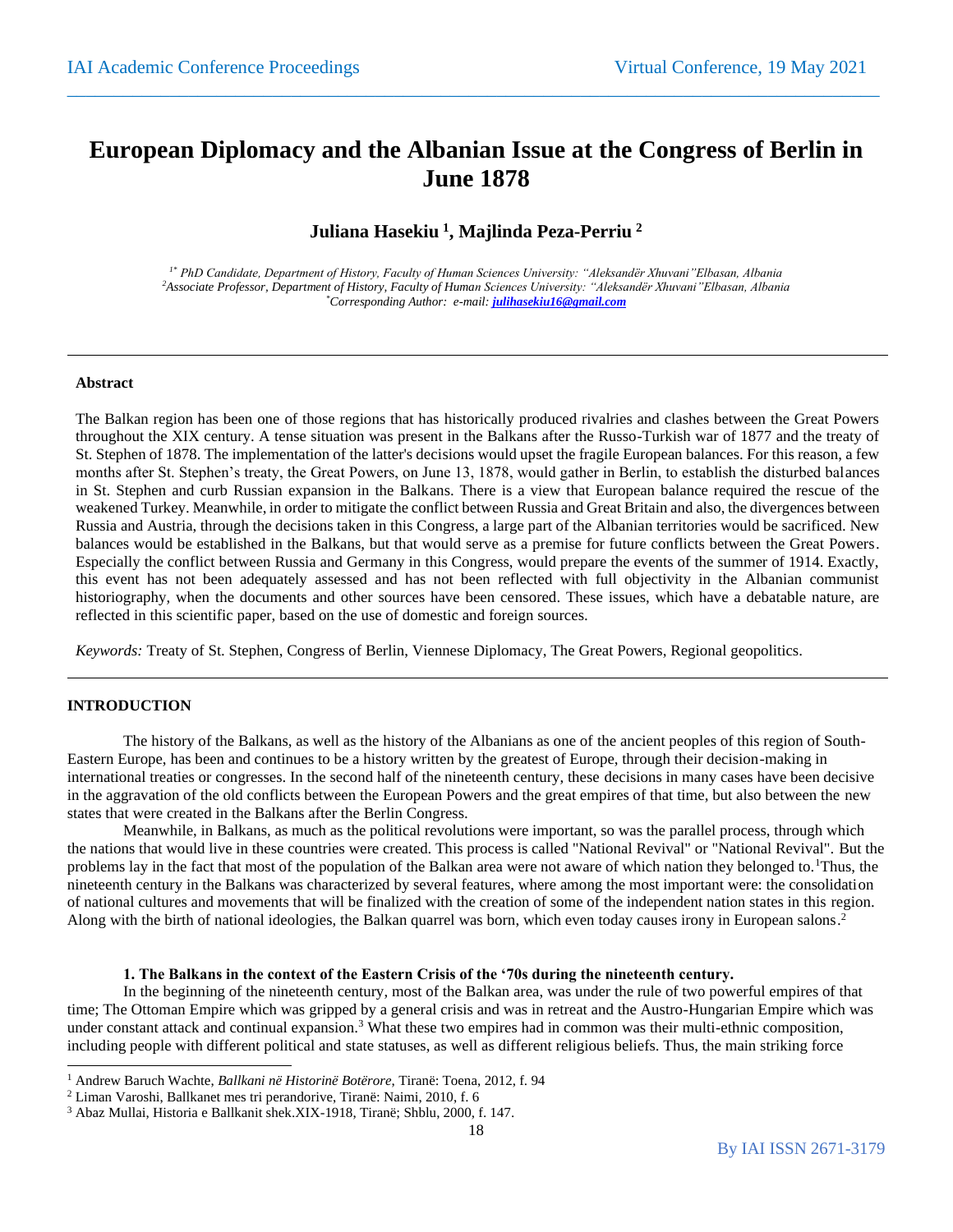# European Diplomacy and the Albanian Issue at the Congress of Berlin in June 1878

**Juliana Hasekiu [1], Majlinda Peza-Perriu [2]**

*[1*] PhD Candidate, Department of History, Faculty of Human Sciences University: "Aleksandër Xhuvani"Elbasan, Albania*
*[2]Associate Professor, Department of History, Faculty of Human Sciences University: "Aleksandër Xhuvani"Elbasan, Albania*
*[*]Corresponding Author: e-mail: **julihasekiu16@gmail.com***

---

**Abstract**

The Balkan region has been one of those regions that has historically produced rivalries and clashes between the Great Powers throughout the XIX century. A tense situation was present in the Balkans after the Russo-Turkish war of 1877 and the treaty of St. Stephen of 1878. The implementation of the latter's decisions would upset the fragile European balances. For this reason, a few months after St. Stephen's treaty, the Great Powers, on June 13, 1878, would gather in Berlin, to establish the disturbed balances in St. Stephen and curb Russian expansion in the Balkans. There is a view that European balance required the rescue of the weakened Turkey. Meanwhile, in order to mitigate the conflict between Russia and Great Britain and also, the divergences between Russia and Austria, through the decisions taken in this Congress, a large part of the Albanian territories would be sacrificed. New balances would be established in the Balkans, but that would serve as a premise for future conflicts between the Great Powers. Especially the conflict between Russia and Germany in this Congress, would prepare the events of the summer of 1914. Exactly, this event has not been adequately assessed and has not been reflected with full objectivity in the Albanian communist historiography, when the documents and other sources have been censored. These issues, which have a debatable nature, are reflected in this scientific paper, based on the use of domestic and foreign sources.

*Keywords:* Treaty of St. Stephen, Congress of Berlin, Viennese Diplomacy, The Great Powers, Regional geopolitics.

---

## INTRODUCTION

The history of the Balkans, as well as the history of the Albanians as one of the ancient peoples of this region of South-Eastern Europe, has been and continues to be a history written by the greatest of Europe, through their decision-making in international treaties or congresses. In the second half of the nineteenth century, these decisions in many cases have been decisive in the aggravation of the old conflicts between the European Powers and the great empires of that time, but also between the new states that were created in the Balkans after the Berlin Congress.

Meanwhile, in Balkans, as much as the political revolutions were important, so was the parallel process, through which the nations that would live in these countries were created. This process is called "National Revival" or "National Revival". But the problems lay in the fact that most of the population of the Balkan area were not aware of which nation they belonged to.[1] Thus, the nineteenth century in the Balkans was characterized by several features, where among the most important were: the consolidation of national cultures and movements that will be finalized with the creation of some of the independent nation states in this region. Along with the birth of national ideologies, the Balkan quarrel was born, which even today causes irony in European salons.[2]

### 1. The Balkans in the context of the Eastern Crisis of the '70s during the nineteenth century.

In the beginning of the nineteenth century, most of the Balkan area, was under the rule of two powerful empires of that time; The Ottoman Empire which was gripped by a general crisis and was in retreat and the Austro-Hungarian Empire which was under constant attack and continual expansion.[3] What these two empires had in common was their multi-ethnic composition, including people with different political and state statuses, as well as different religious beliefs. Thus, the main striking force

---

[1] Andrew Baruch Wachte, *Ballkani në Historinë Botërore*, Tiranë: Toena, 2012, f. 94

[2] Liman Varoshi, Ballkanet mes tri perandorive, Tiranë: Naimi, 2010, f. 6

[3] Abaz Mullai, Historia e Ballkanit shek.XIX-1918, Tiranë; Shblu, 2000, f. 147.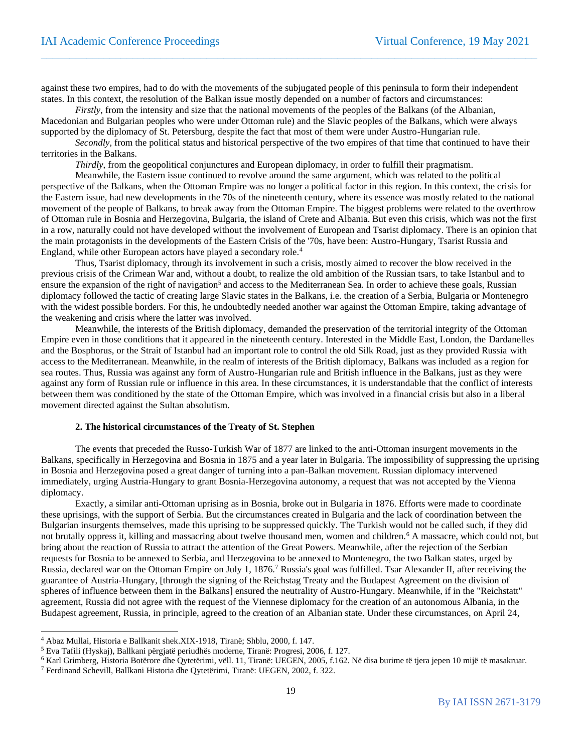against these two empires, had to do with the movements of the subjugated people of this peninsula to form their independent states. In this context, the resolution of the Balkan issue mostly depended on a number of factors and circumstances:

*Firstly*, from the intensity and size that the national movements of the peoples of the Balkans (of the Albanian, Macedonian and Bulgarian peoples who were under Ottoman rule) and the Slavic peoples of the Balkans, which were always supported by the diplomacy of St. Petersburg, despite the fact that most of them were under Austro-Hungarian rule.

*Secondly*, from the political status and historical perspective of the two empires of that time that continued to have their territories in the Balkans.

*Thirdly*, from the geopolitical conjunctures and European diplomacy, in order to fulfill their pragmatism.

Meanwhile, the Eastern issue continued to revolve around the same argument, which was related to the political perspective of the Balkans, when the Ottoman Empire was no longer a political factor in this region. In this context, the crisis for the Eastern issue, had new developments in the 70s of the nineteenth century, where its essence was mostly related to the national movement of the people of Balkans, to break away from the Ottoman Empire. The biggest problems were related to the overthrow of Ottoman rule in Bosnia and Herzegovina, Bulgaria, the island of Crete and Albania. But even this crisis, which was not the first in a row, naturally could not have developed without the involvement of European and Tsarist diplomacy. There is an opinion that the main protagonists in the developments of the Eastern Crisis of the '70s, have been: Austro-Hungary, Tsarist Russia and England, while other European actors have played a secondary role.[4]

Thus, Tsarist diplomacy, through its involvement in such a crisis, mostly aimed to recover the blow received in the previous crisis of the Crimean War and, without a doubt, to realize the old ambition of the Russian tsars, to take Istanbul and to ensure the expansion of the right of navigation[5] and access to the Mediterranean Sea. In order to achieve these goals, Russian diplomacy followed the tactic of creating large Slavic states in the Balkans, i.e. the creation of a Serbia, Bulgaria or Montenegro with the widest possible borders. For this, he undoubtedly needed another war against the Ottoman Empire, taking advantage of the weakening and crisis where the latter was involved.

Meanwhile, the interests of the British diplomacy, demanded the preservation of the territorial integrity of the Ottoman Empire even in those conditions that it appeared in the nineteenth century. Interested in the Middle East, London, the Dardanelles and the Bosphorus, or the Strait of Istanbul had an important role to control the old Silk Road, just as they provided Russia with access to the Mediterranean. Meanwhile, in the realm of interests of the British diplomacy, Balkans was included as a region for sea routes. Thus, Russia was against any form of Austro-Hungarian rule and British influence in the Balkans, just as they were against any form of Russian rule or influence in this area. In these circumstances, it is understandable that the conflict of interests between them was conditioned by the state of the Ottoman Empire, which was involved in a financial crisis but also in a liberal movement directed against the Sultan absolutism.

### 2. The historical circumstances of the Treaty of St. Stephen

The events that preceded the Russo-Turkish War of 1877 are linked to the anti-Ottoman insurgent movements in the Balkans, specifically in Herzegovina and Bosnia in 1875 and a year later in Bulgaria. The impossibility of suppressing the uprising in Bosnia and Herzegovina posed a great danger of turning into a pan-Balkan movement. Russian diplomacy intervened immediately, urging Austria-Hungary to grant Bosnia-Herzegovina autonomy, a request that was not accepted by the Vienna diplomacy.

Exactly, a similar anti-Ottoman uprising as in Bosnia, broke out in Bulgaria in 1876. Efforts were made to coordinate these uprisings, with the support of Serbia. But the circumstances created in Bulgaria and the lack of coordination between the Bulgarian insurgents themselves, made this uprising to be suppressed quickly. The Turkish would not be called such, if they did not brutally oppress it, killing and massacring about twelve thousand men, women and children.[6] A massacre, which could not, but bring about the reaction of Russia to attract the attention of the Great Powers. Meanwhile, after the rejection of the Serbian requests for Bosnia to be annexed to Serbia, and Herzegovina to be annexed to Montenegro, the two Balkan states, urged by Russia, declared war on the Ottoman Empire on July 1, 1876.[7] Russia's goal was fulfilled. Tsar Alexander II, after receiving the guarantee of Austria-Hungary, [through the signing of the Reichstag Treaty and the Budapest Agreement on the division of spheres of influence between them in the Balkans] ensured the neutrality of Austro-Hungary. Meanwhile, if in the "Reichstatt" agreement, Russia did not agree with the request of the Viennese diplomacy for the creation of an autonomous Albania, in the Budapest agreement, Russia, in principle, agreed to the creation of an Albanian state. Under these circumstances, on April 24,

---

[4] Abaz Mullai, Historia e Ballkanit shek.XIX-1918, Tiranë; Shblu, 2000, f. 147.

[5] Eva Tafili (Hyskaj), Ballkani përgjatë periudhës moderne, Tiranë: Progresi, 2006, f. 127.

[6] Karl Grimberg, Historia Botërore dhe Qytetërimi, vëll. 11, Tiranë: UEGEN, 2005, f.162. Në disa burime të tjera jepen 10 mijë të masakruar.

[7] Ferdinand Schevill, Ballkani Historia dhe Qytetërimi, Tiranë: UEGEN, 2002, f. 322.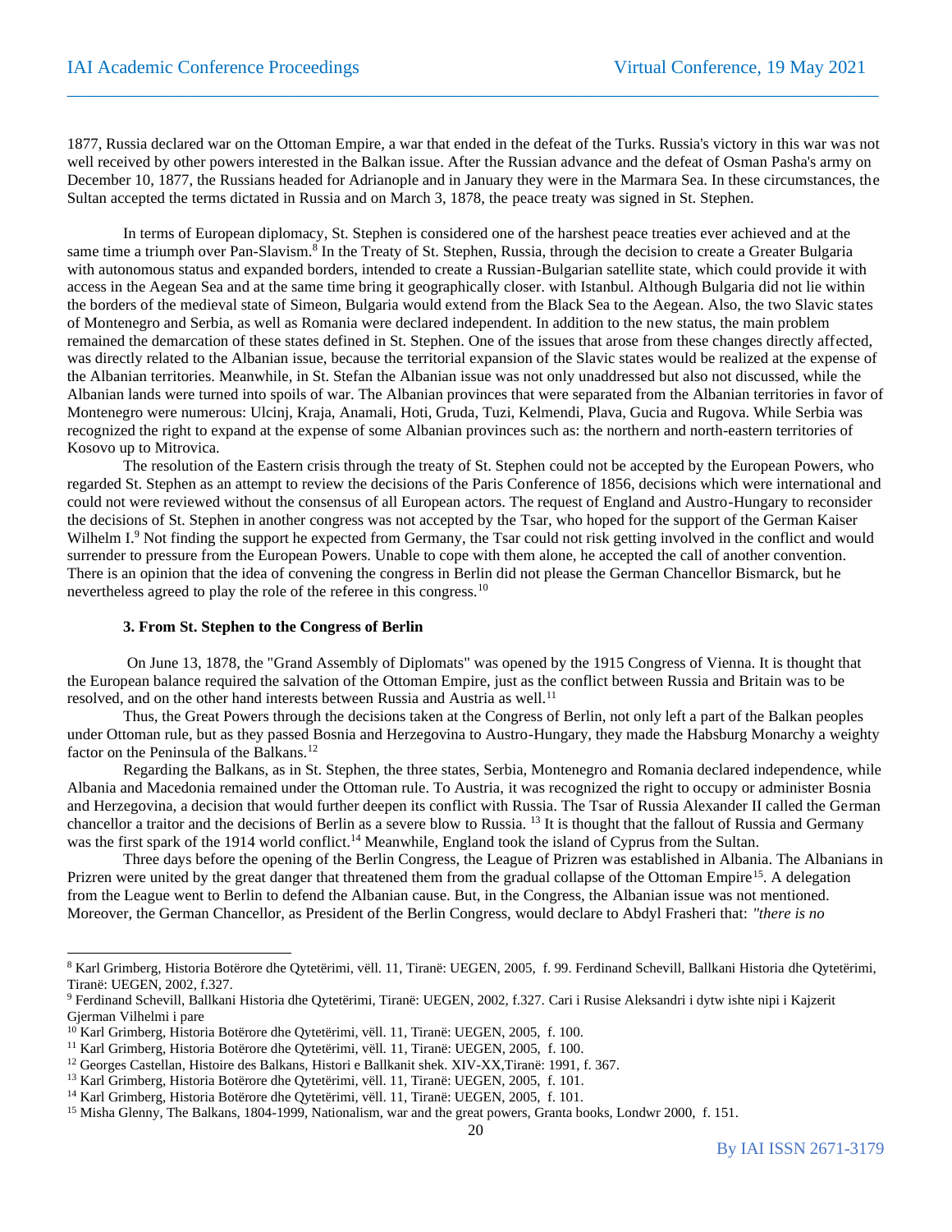1877, Russia declared war on the Ottoman Empire, a war that ended in the defeat of the Turks. Russia's victory in this war was not well received by other powers interested in the Balkan issue. After the Russian advance and the defeat of Osman Pasha's army on December 10, 1877, the Russians headed for Adrianople and in January they were in the Marmara Sea. In these circumstances, the Sultan accepted the terms dictated in Russia and on March 3, 1878, the peace treaty was signed in St. Stephen.

In terms of European diplomacy, St. Stephen is considered one of the harshest peace treaties ever achieved and at the same time a triumph over Pan-Slavism.[8] In the Treaty of St. Stephen, Russia, through the decision to create a Greater Bulgaria with autonomous status and expanded borders, intended to create a Russian-Bulgarian satellite state, which could provide it with access in the Aegean Sea and at the same time bring it geographically closer. with Istanbul. Although Bulgaria did not lie within the borders of the medieval state of Simeon, Bulgaria would extend from the Black Sea to the Aegean. Also, the two Slavic states of Montenegro and Serbia, as well as Romania were declared independent. In addition to the new status, the main problem remained the demarcation of these states defined in St. Stephen. One of the issues that arose from these changes directly affected, was directly related to the Albanian issue, because the territorial expansion of the Slavic states would be realized at the expense of the Albanian territories. Meanwhile, in St. Stefan the Albanian issue was not only unaddressed but also not discussed, while the Albanian lands were turned into spoils of war. The Albanian provinces that were separated from the Albanian territories in favor of Montenegro were numerous: Ulcinj, Kraja, Anamali, Hoti, Gruda, Tuzi, Kelmendi, Plava, Gucia and Rugova. While Serbia was recognized the right to expand at the expense of some Albanian provinces such as: the northern and north-eastern territories of Kosovo up to Mitrovica.

The resolution of the Eastern crisis through the treaty of St. Stephen could not be accepted by the European Powers, who regarded St. Stephen as an attempt to review the decisions of the Paris Conference of 1856, decisions which were international and could not were reviewed without the consensus of all European actors. The request of England and Austro-Hungary to reconsider the decisions of St. Stephen in another congress was not accepted by the Tsar, who hoped for the support of the German Kaiser Wilhelm I.[9] Not finding the support he expected from Germany, the Tsar could not risk getting involved in the conflict and would surrender to pressure from the European Powers. Unable to cope with them alone, he accepted the call of another convention. There is an opinion that the idea of convening the congress in Berlin did not please the German Chancellor Bismarck, but he nevertheless agreed to play the role of the referee in this congress.[10]

### 3. From St. Stephen to the Congress of Berlin

On June 13, 1878, the "Grand Assembly of Diplomats" was opened by the 1915 Congress of Vienna. It is thought that the European balance required the salvation of the Ottoman Empire, just as the conflict between Russia and Britain was to be resolved, and on the other hand interests between Russia and Austria as well.[11]

Thus, the Great Powers through the decisions taken at the Congress of Berlin, not only left a part of the Balkan peoples under Ottoman rule, but as they passed Bosnia and Herzegovina to Austro-Hungary, they made the Habsburg Monarchy a weighty factor on the Peninsula of the Balkans.[12]

Regarding the Balkans, as in St. Stephen, the three states, Serbia, Montenegro and Romania declared independence, while Albania and Macedonia remained under the Ottoman rule. To Austria, it was recognized the right to occupy or administer Bosnia and Herzegovina, a decision that would further deepen its conflict with Russia. The Tsar of Russia Alexander II called the German chancellor a traitor and the decisions of Berlin as a severe blow to Russia. [13] It is thought that the fallout of Russia and Germany was the first spark of the 1914 world conflict.[14] Meanwhile, England took the island of Cyprus from the Sultan.

Three days before the opening of the Berlin Congress, the League of Prizren was established in Albania. The Albanians in Prizren were united by the great danger that threatened them from the gradual collapse of the Ottoman Empire[15]. A delegation from the League went to Berlin to defend the Albanian cause. But, in the Congress, the Albanian issue was not mentioned. Moreover, the German Chancellor, as President of the Berlin Congress, would declare to Abdyl Frasheri that: *"there is no*

---

[8] Karl Grimberg, Historia Botërore dhe Qytetërimi, vëll. 11, Tiranë: UEGEN, 2005, f. 99. Ferdinand Schevill, Ballkani Historia dhe Qytetërimi, Tiranë: UEGEN, 2002, f.327.

[9] Ferdinand Schevill, Ballkani Historia dhe Qytetërimi, Tiranë: UEGEN, 2002, f.327. Cari i Rusise Aleksandri i dytw ishte nipi i Kajzerit Gjerman Vilhelmi i pare

[10] Karl Grimberg, Historia Botërore dhe Qytetërimi, vëll. 11, Tiranë: UEGEN, 2005, f. 100.

[11] Karl Grimberg, Historia Botërore dhe Qytetërimi, vëll. 11, Tiranë: UEGEN, 2005, f. 100.

[12] Georges Castellan, Histoire des Balkans, Histori e Ballkanit shek. XIV-XX,Tiranë: 1991, f. 367.

[13] Karl Grimberg, Historia Botërore dhe Qytetërimi, vëll. 11, Tiranë: UEGEN, 2005, f. 101.

[14] Karl Grimberg, Historia Botërore dhe Qytetërimi, vëll. 11, Tiranë: UEGEN, 2005, f. 101.

[15] Misha Glenny, The Balkans, 1804-1999, Nationalism, war and the great powers, Granta books, Londwr 2000, f. 151.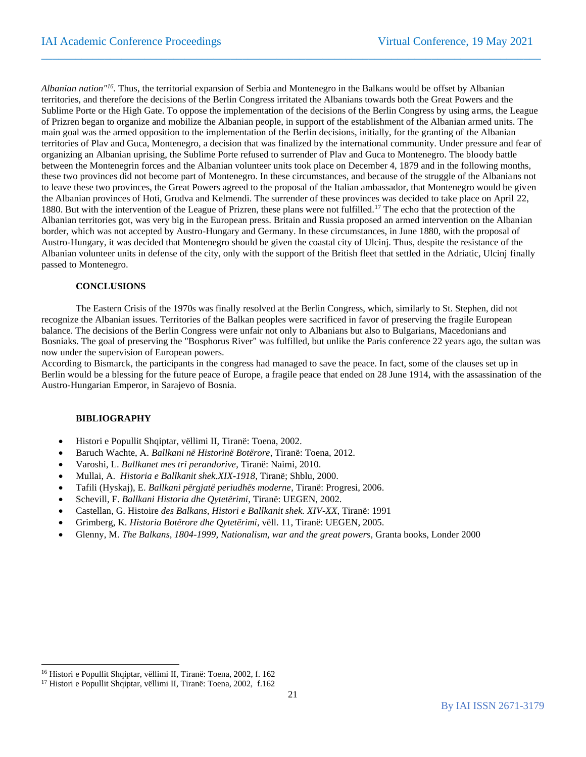*Albanian nation"*[16]. Thus, the territorial expansion of Serbia and Montenegro in the Balkans would be offset by Albanian territories, and therefore the decisions of the Berlin Congress irritated the Albanians towards both the Great Powers and the Sublime Porte or the High Gate. To oppose the implementation of the decisions of the Berlin Congress by using arms, the League of Prizren began to organize and mobilize the Albanian people, in support of the establishment of the Albanian armed units. The main goal was the armed opposition to the implementation of the Berlin decisions, initially, for the granting of the Albanian territories of Plav and Guca, Montenegro, a decision that was finalized by the international community. Under pressure and fear of organizing an Albanian uprising, the Sublime Porte refused to surrender of Plav and Guca to Montenegro. The bloody battle between the Montenegrin forces and the Albanian volunteer units took place on December 4, 1879 and in the following months, these two provinces did not become part of Montenegro. In these circumstances, and because of the struggle of the Albanians not to leave these two provinces, the Great Powers agreed to the proposal of the Italian ambassador, that Montenegro would be given the Albanian provinces of Hoti, Grudva and Kelmendi. The surrender of these provinces was decided to take place on April 22, 1880. But with the intervention of the League of Prizren, these plans were not fulfilled.[17] The echo that the protection of the Albanian territories got, was very big in the European press. Britain and Russia proposed an armed intervention on the Albanian border, which was not accepted by Austro-Hungary and Germany. In these circumstances, in June 1880, with the proposal of Austro-Hungary, it was decided that Montenegro should be given the coastal city of Ulcinj. Thus, despite the resistance of the Albanian volunteer units in defense of the city, only with the support of the British fleet that settled in the Adriatic, Ulcinj finally passed to Montenegro.

## CONCLUSIONS

The Eastern Crisis of the 1970s was finally resolved at the Berlin Congress, which, similarly to St. Stephen, did not recognize the Albanian issues. Territories of the Balkan peoples were sacrificed in favor of preserving the fragile European balance. The decisions of the Berlin Congress were unfair not only to Albanians but also to Bulgarians, Macedonians and Bosniaks. The goal of preserving the "Bosphorus River" was fulfilled, but unlike the Paris conference 22 years ago, the sultan was now under the supervision of European powers.

According to Bismarck, the participants in the congress had managed to save the peace. In fact, some of the clauses set up in Berlin would be a blessing for the future peace of Europe, a fragile peace that ended on 28 June 1914, with the assassination of the Austro-Hungarian Emperor, in Sarajevo of Bosnia.

## BIBLIOGRAPHY

- Histori e Popullit Shqiptar, vëllimi II, Tiranë: Toena, 2002.
- Baruch Wachte, A. *Ballkani në Historinë Botërore*, Tiranë: Toena, 2012.
- Varoshi, L. *Ballkanet mes tri perandorive*, Tiranë: Naimi, 2010.
- Mullai, A. *Historia e Ballkanit shek.XIX-1918*, Tiranë; Shblu, 2000.
- Tafili (Hyskaj), E. *Ballkani përgjatë periudhës moderne*, Tiranë: Progresi, 2006.
- Schevill, F. *Ballkani Historia dhe Qytetërimi*, Tiranë: UEGEN, 2002.
- Castellan, G. Histoire *des Balkans, Histori e Ballkanit shek. XIV-XX*, Tiranë: 1991
- Grimberg, K. *Historia Botërore dhe Qytetërimi*, vëll. 11, Tiranë: UEGEN, 2005.
- Glenny, M. *The Balkans, 1804-1999, Nationalism, war and the great powers*, Granta books, Londer 2000

---

[16] Histori e Popullit Shqiptar, vëllimi II, Tiranë: Toena, 2002, f. 162

[17] Histori e Popullit Shqiptar, vëllimi II, Tiranë: Toena, 2002, f.162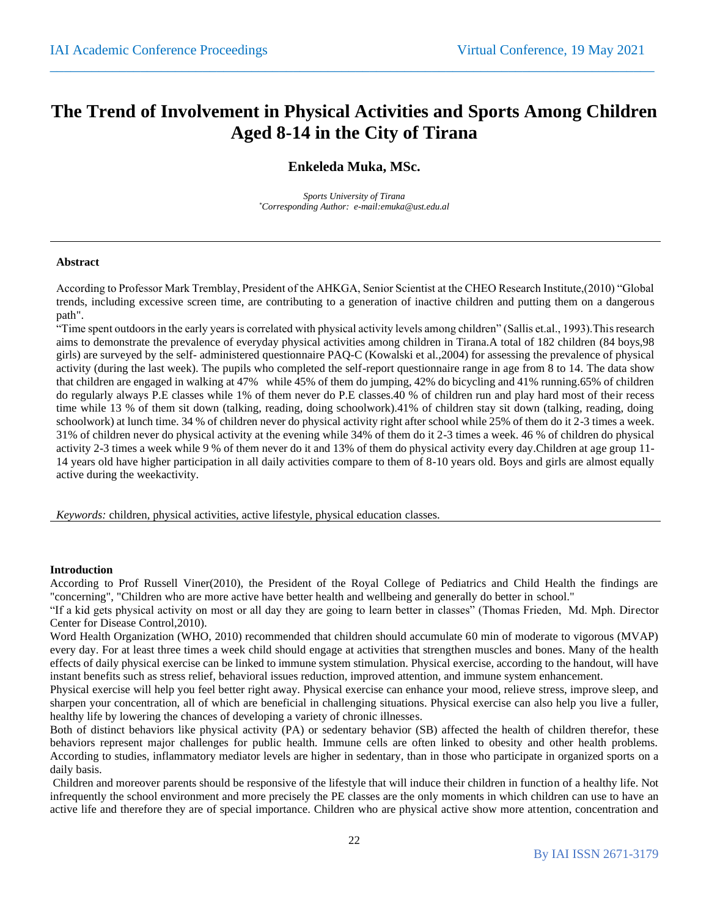# The Trend of Involvement in Physical Activities and Sports Among Children Aged 8-14 in the City of Tirana

**Enkeleda Muka, MSc.**

*Sports University of Tirana*
*Corresponding Author: e-mail:emuka@ust.edu.al

---

### Abstract

According to Professor Mark Tremblay, President of the AHKGA, Senior Scientist at the CHEO Research Institute,(2010) "Global trends, including excessive screen time, are contributing to a generation of inactive children and putting them on a dangerous path".

"Time spent outdoors in the early years is correlated with physical activity levels among children" (Sallis et.al., 1993).This research aims to demonstrate the prevalence of everyday physical activities among children in Tirana.A total of 182 children (84 boys,98 girls) are surveyed by the self- administered questionnaire PAQ-C (Kowalski et al.,2004) for assessing the prevalence of physical activity (during the last week). The pupils who completed the self-report questionnaire range in age from 8 to 14. The data show that children are engaged in walking at 47% while 45% of them do jumping, 42% do bicycling and 41% running.65% of children do regularly always P.E classes while 1% of them never do P.E classes.40 % of children run and play hard most of their recess time while 13 % of them sit down (talking, reading, doing schoolwork).41% of children stay sit down (talking, reading, doing schoolwork) at lunch time. 34 % of children never do physical activity right after school while 25% of them do it 2-3 times a week. 31% of children never do physical activity at the evening while 34% of them do it 2-3 times a week. 46 % of children do physical activity 2-3 times a week while 9 % of them never do it and 13% of them do physical activity every day.Children at age group 11-14 years old have higher participation in all daily activities compare to them of 8-10 years old. Boys and girls are almost equally active during the weekactivity.

*Keywords:* children, physical activities, active lifestyle, physical education classes.

---

### Introduction

According to Prof Russell Viner(2010), the President of the Royal College of Pediatrics and Child Health the findings are "concerning", "Children who are more active have better health and wellbeing and generally do better in school."

"If a kid gets physical activity on most or all day they are going to learn better in classes" (Thomas Frieden, Md. Mph. Director Center for Disease Control,2010).

Word Health Organization (WHO, 2010) recommended that children should accumulate 60 min of moderate to vigorous (MVAP) every day. For at least three times a week child should engage at activities that strengthen muscles and bones. Many of the health effects of daily physical exercise can be linked to immune system stimulation. Physical exercise, according to the handout, will have instant benefits such as stress relief, behavioral issues reduction, improved attention, and immune system enhancement.

Physical exercise will help you feel better right away. Physical exercise can enhance your mood, relieve stress, improve sleep, and sharpen your concentration, all of which are beneficial in challenging situations. Physical exercise can also help you live a fuller, healthy life by lowering the chances of developing a variety of chronic illnesses.

Both of distinct behaviors like physical activity (PA) or sedentary behavior (SB) affected the health of children therefor, these behaviors represent major challenges for public health. Immune cells are often linked to obesity and other health problems. According to studies, inflammatory mediator levels are higher in sedentary, than in those who participate in organized sports on a daily basis.

Children and moreover parents should be responsive of the lifestyle that will induce their children in function of a healthy life. Not infrequently the school environment and more precisely the PE classes are the only moments in which children can use to have an active life and therefore they are of special importance. Children who are physical active show more attention, concentration and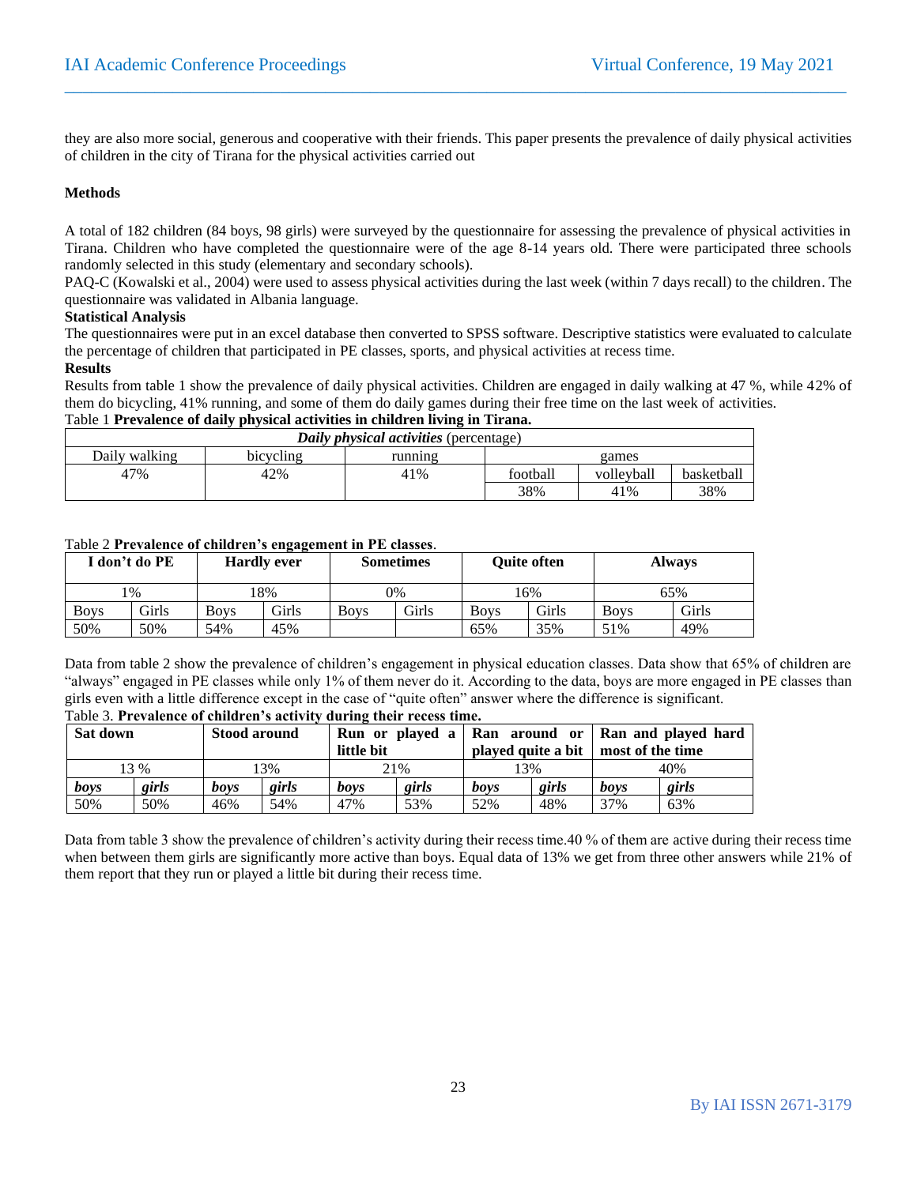they are also more social, generous and cooperative with their friends. This paper presents the prevalence of daily physical activities of children in the city of Tirana for the physical activities carried out

**Methods**

A total of 182 children (84 boys, 98 girls) were surveyed by the questionnaire for assessing the prevalence of physical activities in Tirana. Children who have completed the questionnaire were of the age 8-14 years old. There were participated three schools randomly selected in this study (elementary and secondary schools).
PAQ-C (Kowalski et al., 2004) were used to assess physical activities during the last week (within 7 days recall) to the children. The questionnaire was validated in Albania language.

**Statistical Analysis**

The questionnaires were put in an excel database then converted to SPSS software. Descriptive statistics were evaluated to calculate the percentage of children that participated in PE classes, sports, and physical activities at recess time.

**Results**

Results from table 1 show the prevalence of daily physical activities. Children are engaged in daily walking at 47 %, while 42% of them do bicycling, 41% running, and some of them do daily games during their free time on the last week of activities.

Table 1 **Prevalence of daily physical activities in children living in Tirana.**

| ***Daily physical activities*** (percentage) | | | | | |
|---|---|---|---|---|---|
| Daily walking | bicycling | running | games | | |
| 47% | 42% | 41% | football | volleyball | basketball |
| | | | 38% | 41% | 38% |

Table 2 **Prevalence of children's engagement in PE classes**.

| **I don't do PE** | | **Hardly ever** | | **Sometimes** | | **Quite often** | | **Always** | |
|---|---|---|---|---|---|---|---|---|---|
| 1% | | 18% | | 0% | | 16% | | 65% | |
| Boys | Girls | Boys | Girls | Boys | Girls | Boys | Girls | Boys | Girls |
| 50% | 50% | 54% | 45% | | | 65% | 35% | 51% | 49% |

Data from table 2 show the prevalence of children's engagement in physical education classes. Data show that 65% of children are "always" engaged in PE classes while only 1% of them never do it. According to the data, boys are more engaged in PE classes than girls even with a little difference except in the case of "quite often" answer where the difference is significant.

Table 3. **Prevalence of children's activity during their recess time.**

| **Sat down** | | **Stood around** | | **Run or played a little bit** | | **Ran around or played quite a bit** | | **Ran and played hard most of the time** | |
|---|---|---|---|---|---|---|---|---|---|
| 13 % | | 13% | | 21% | | 13% | | 40% | |
| ***boys*** | ***girls*** | ***boys*** | ***girls*** | ***boys*** | ***girls*** | ***boys*** | ***girls*** | ***boys*** | ***girls*** |
| 50% | 50% | 46% | 54% | 47% | 53% | 52% | 48% | 37% | 63% |

Data from table 3 show the prevalence of children's activity during their recess time.40 % of them are active during their recess time when between them girls are significantly more active than boys. Equal data of 13% we get from three other answers while 21% of them report that they run or played a little bit during their recess time.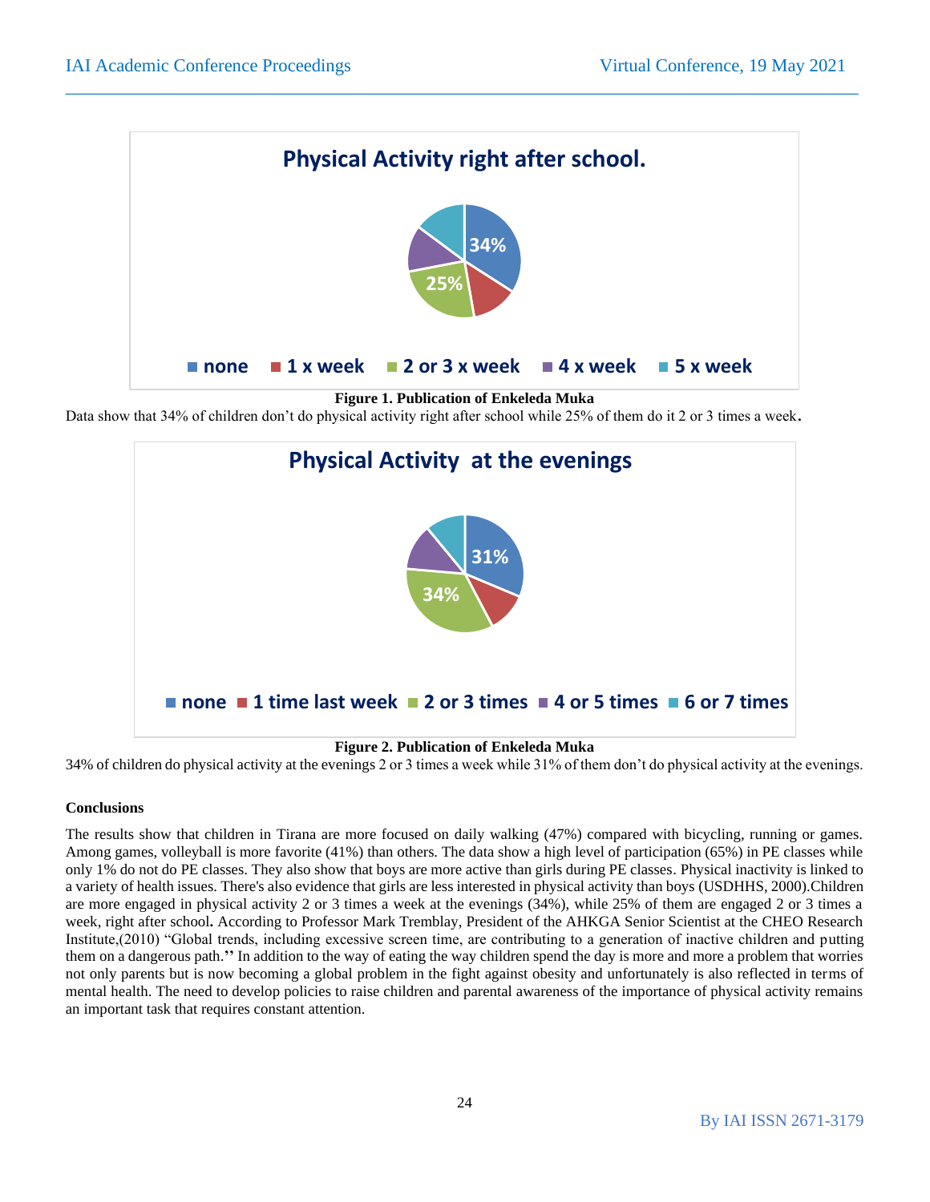**Physical Activity right after school.**

none: 34% | 1 x week | 2 or 3 x week: 25% | 4 x week | 5 x week

**Figure 1. Publication of Enkeleda Muka**

Data show that 34% of children don't do physical activity right after school while 25% of them do it 2 or 3 times a week.

**Physical Activity at the evenings**

none: 31% | 1 time last week | 2 or 3 times: 34% | 4 or 5 times | 6 or 7 times

**Figure 2. Publication of Enkeleda Muka**

34% of children do physical activity at the evenings 2 or 3 times a week while 31% of them don't do physical activity at the evenings.

#### Conclusions

The results show that children in Tirana are more focused on daily walking (47%) compared with bicycling, running or games. Among games, volleyball is more favorite (41%) than others. The data show a high level of participation (65%) in PE classes while only 1% do not do PE classes. They also show that boys are more active than girls during PE classes. Physical inactivity is linked to a variety of health issues. There's also evidence that girls are less interested in physical activity than boys (USDHHS, 2000).Children are more engaged in physical activity 2 or 3 times a week at the evenings (34%), while 25% of them are engaged 2 or 3 times a week, right after school**.** According to Professor Mark Tremblay, President of the AHKGA Senior Scientist at the CHEO Research Institute,(2010) "Global trends, including excessive screen time, are contributing to a generation of inactive children and putting them on a dangerous path.**''** In addition to the way of eating the way children spend the day is more and more a problem that worries not only parents but is now becoming a global problem in the fight against obesity and unfortunately is also reflected in terms of mental health. The need to develop policies to raise children and parental awareness of the importance of physical activity remains an important task that requires constant attention.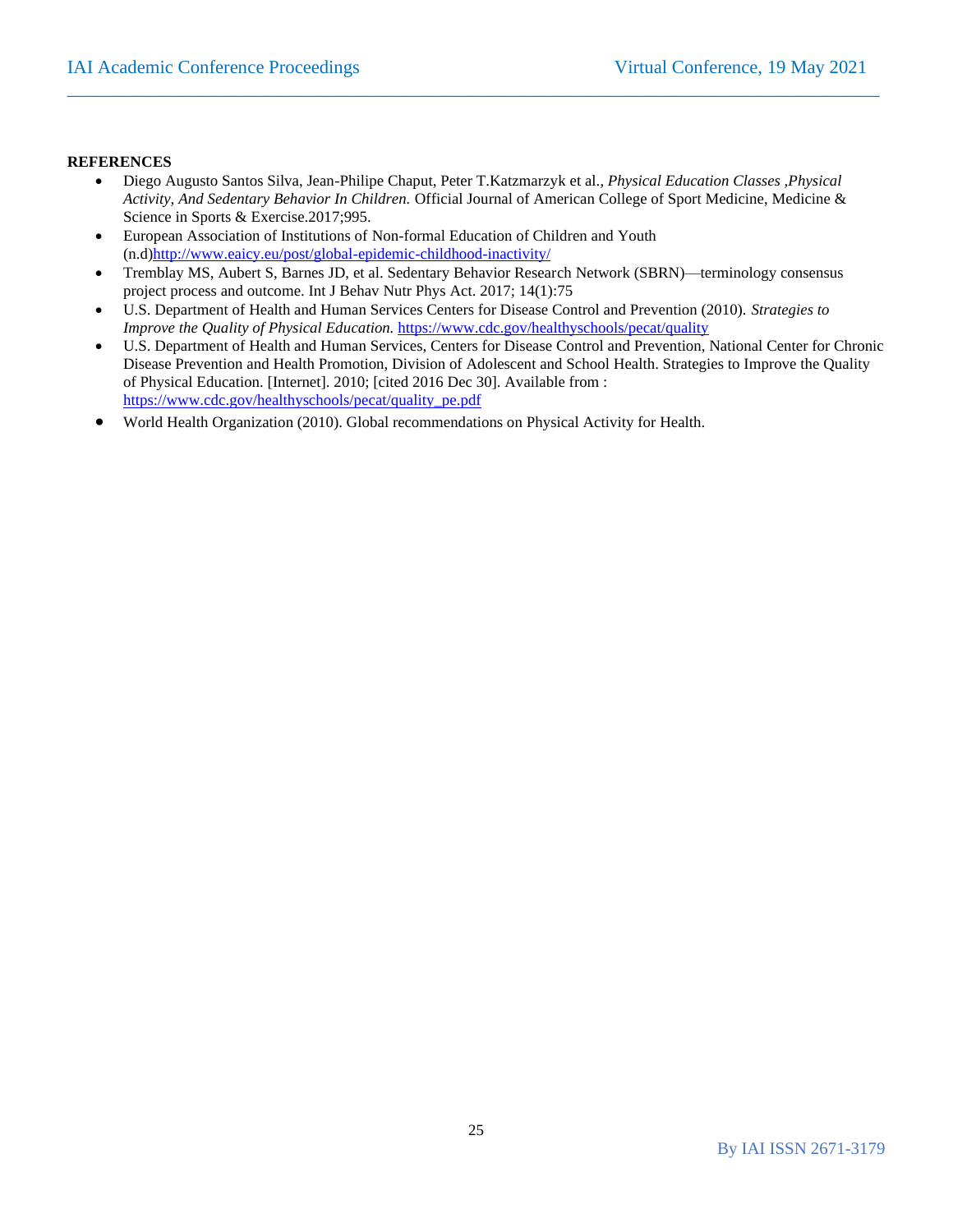**REFERENCES**

- Diego Augusto Santos Silva, Jean-Philipe Chaput, Peter T.Katzmarzyk et al., *Physical Education Classes ,Physical Activity, And Sedentary Behavior In Children.* Official Journal of American College of Sport Medicine, Medicine & Science in Sports & Exercise.2017;995.
- European Association of Institutions of Non-formal Education of Children and Youth (n.d)http://www.eaicy.eu/post/global-epidemic-childhood-inactivity/
- Tremblay MS, Aubert S, Barnes JD, et al. Sedentary Behavior Research Network (SBRN)—terminology consensus project process and outcome. Int J Behav Nutr Phys Act. 2017; 14(1):75
- U.S. Department of Health and Human Services Centers for Disease Control and Prevention (2010). *Strategies to Improve the Quality of Physical Education.* https://www.cdc.gov/healthyschools/pecat/quality
- U.S. Department of Health and Human Services, Centers for Disease Control and Prevention, National Center for Chronic Disease Prevention and Health Promotion, Division of Adolescent and School Health. Strategies to Improve the Quality of Physical Education. [Internet]. 2010; [cited 2016 Dec 30]. Available from : https://www.cdc.gov/healthyschools/pecat/quality_pe.pdf
- World Health Organization (2010). Global recommendations on Physical Activity for Health.